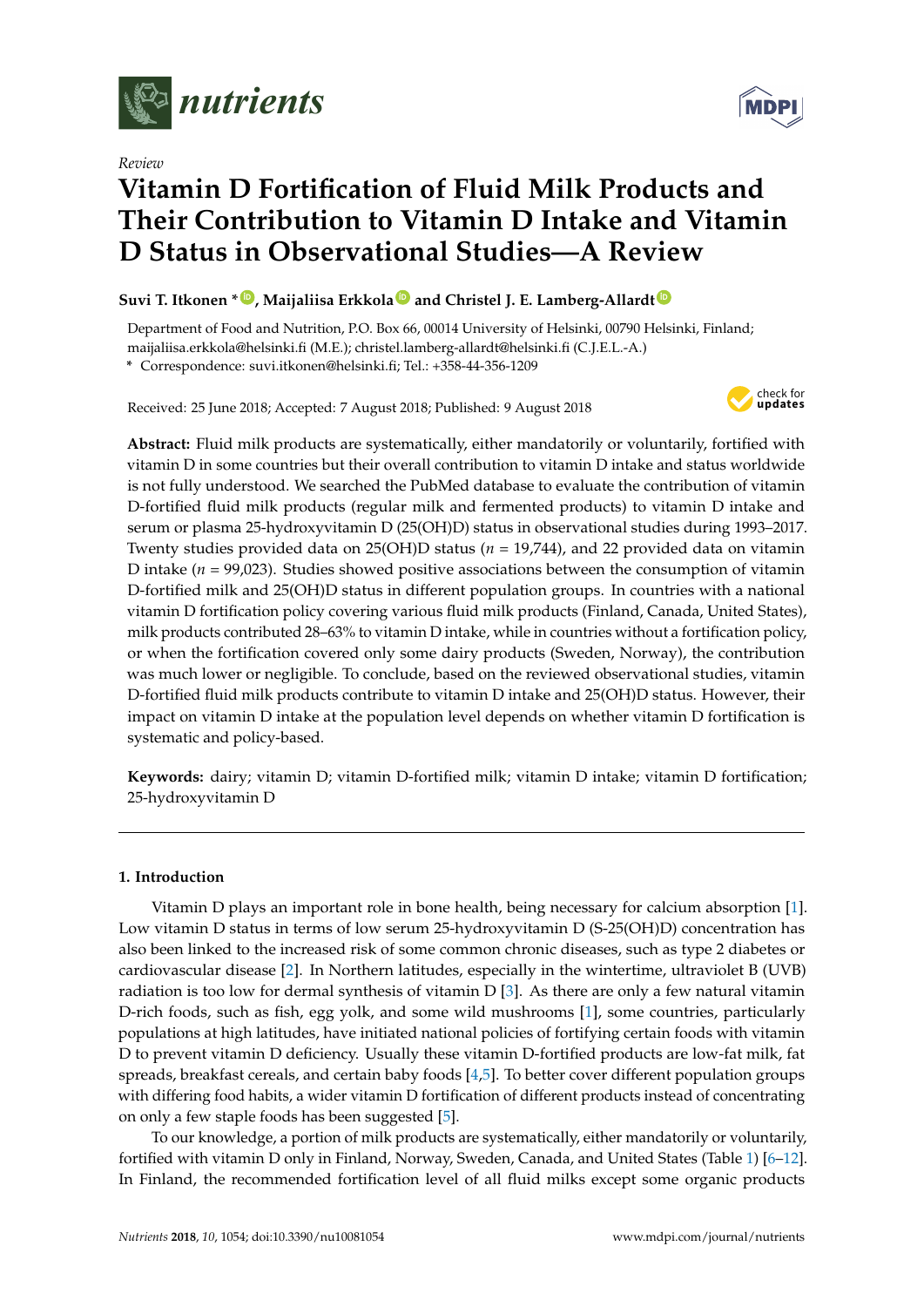*Review*

# Vitamin D Fortification of Fluid Milk Products and Their Contribution to Vitamin D Intake and Vitamin D Status in Observational Studies—A Review

**Suvi T. Itkonen \*, Maijaliisa Erkkola and Christel J. E. Lamberg-Allardt**

Department of Food and Nutrition, P.O. Box 66, 00014 University of Helsinki, 00790 Helsinki, Finland; maijaliisa.erkkola@helsinki.fi (M.E.); christel.lamberg-allardt@helsinki.fi (C.J.E.L.-A.)

\* Correspondence: suvi.itkonen@helsinki.fi; Tel.: +358-44-356-1209

Received: 25 June 2018; Accepted: 7 August 2018; Published: 9 August 2018

**Abstract:** Fluid milk products are systematically, either mandatorily or voluntarily, fortified with vitamin D in some countries but their overall contribution to vitamin D intake and status worldwide is not fully understood. We searched the PubMed database to evaluate the contribution of vitamin D-fortified fluid milk products (regular milk and fermented products) to vitamin D intake and serum or plasma 25-hydroxyvitamin D (25(OH)D) status in observational studies during 1993–2017. Twenty studies provided data on 25(OH)D status ($n$ = 19,744), and 22 provided data on vitamin D intake ($n$ = 99,023). Studies showed positive associations between the consumption of vitamin D-fortified milk and 25(OH)D status in different population groups. In countries with a national vitamin D fortification policy covering various fluid milk products (Finland, Canada, United States), milk products contributed 28–63% to vitamin D intake, while in countries without a fortification policy, or when the fortification covered only some dairy products (Sweden, Norway), the contribution was much lower or negligible. To conclude, based on the reviewed observational studies, vitamin D-fortified fluid milk products contribute to vitamin D intake and 25(OH)D status. However, their impact on vitamin D intake at the population level depends on whether vitamin D fortification is systematic and policy-based.

**Keywords:** dairy; vitamin D; vitamin D-fortified milk; vitamin D intake; vitamin D fortification; 25-hydroxyvitamin D

## 1. Introduction

Vitamin D plays an important role in bone health, being necessary for calcium absorption [1]. Low vitamin D status in terms of low serum 25-hydroxyvitamin D (S-25(OH)D) concentration has also been linked to the increased risk of some common chronic diseases, such as type 2 diabetes or cardiovascular disease [2]. In Northern latitudes, especially in the wintertime, ultraviolet B (UVB) radiation is too low for dermal synthesis of vitamin D [3]. As there are only a few natural vitamin D-rich foods, such as fish, egg yolk, and some wild mushrooms [1], some countries, particularly populations at high latitudes, have initiated national policies of fortifying certain foods with vitamin D to prevent vitamin D deficiency. Usually these vitamin D-fortified products are low-fat milk, fat spreads, breakfast cereals, and certain baby foods [4,5]. To better cover different population groups with differing food habits, a wider vitamin D fortification of different products instead of concentrating on only a few staple foods has been suggested [5].

To our knowledge, a portion of milk products are systematically, either mandatorily or voluntarily, fortified with vitamin D only in Finland, Norway, Sweden, Canada, and United States (Table 1) [6–12]. In Finland, the recommended fortification level of all fluid milks except some organic products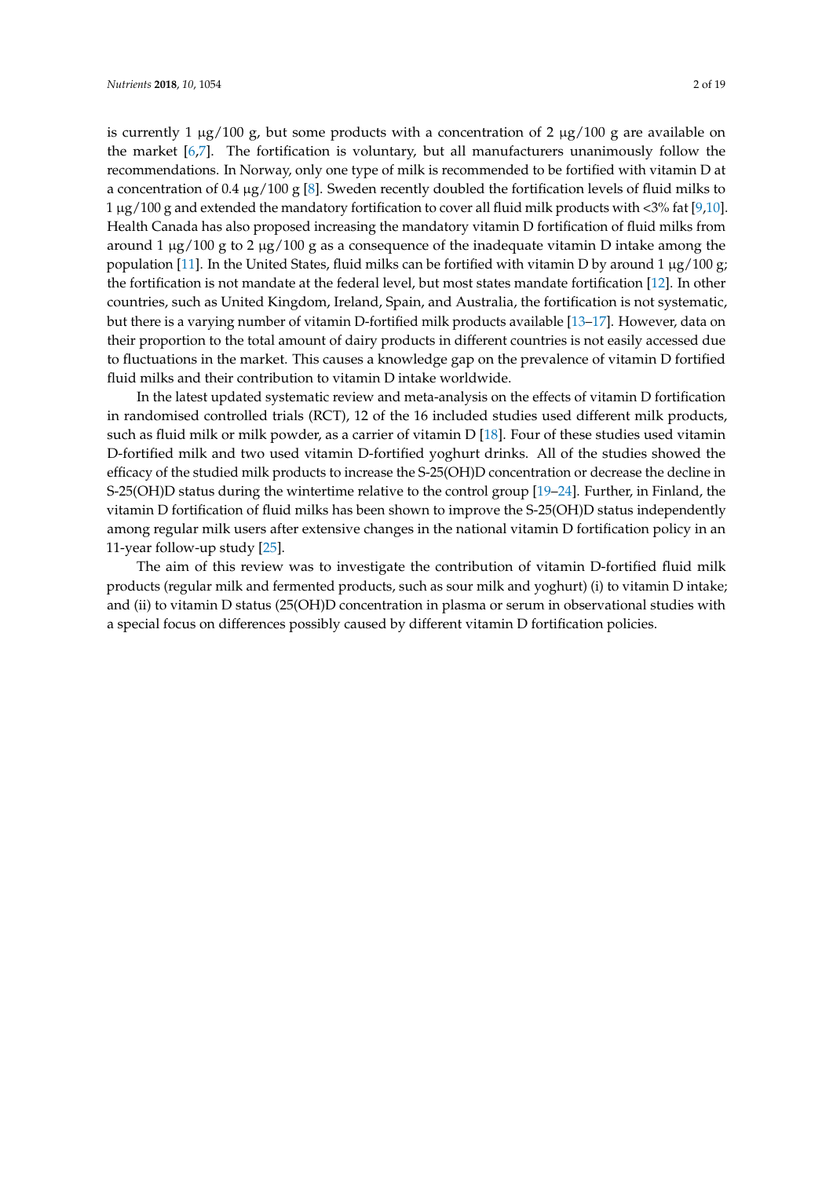is currently 1 μg/100 g, but some products with a concentration of 2 μg/100 g are available on the market [6,7]. The fortification is voluntary, but all manufacturers unanimously follow the recommendations. In Norway, only one type of milk is recommended to be fortified with vitamin D at a concentration of 0.4 μg/100 g [8]. Sweden recently doubled the fortification levels of fluid milks to 1 μg/100 g and extended the mandatory fortification to cover all fluid milk products with <3% fat [9,10]. Health Canada has also proposed increasing the mandatory vitamin D fortification of fluid milks from around 1 μg/100 g to 2 μg/100 g as a consequence of the inadequate vitamin D intake among the population [11]. In the United States, fluid milks can be fortified with vitamin D by around 1 μg/100 g; the fortification is not mandate at the federal level, but most states mandate fortification [12]. In other countries, such as United Kingdom, Ireland, Spain, and Australia, the fortification is not systematic, but there is a varying number of vitamin D-fortified milk products available [13–17]. However, data on their proportion to the total amount of dairy products in different countries is not easily accessed due to fluctuations in the market. This causes a knowledge gap on the prevalence of vitamin D fortified fluid milks and their contribution to vitamin D intake worldwide.

In the latest updated systematic review and meta-analysis on the effects of vitamin D fortification in randomised controlled trials (RCT), 12 of the 16 included studies used different milk products, such as fluid milk or milk powder, as a carrier of vitamin D [18]. Four of these studies used vitamin D-fortified milk and two used vitamin D-fortified yoghurt drinks. All of the studies showed the efficacy of the studied milk products to increase the S-25(OH)D concentration or decrease the decline in S-25(OH)D status during the wintertime relative to the control group [19–24]. Further, in Finland, the vitamin D fortification of fluid milks has been shown to improve the S-25(OH)D status independently among regular milk users after extensive changes in the national vitamin D fortification policy in an 11-year follow-up study [25].

The aim of this review was to investigate the contribution of vitamin D-fortified fluid milk products (regular milk and fermented products, such as sour milk and yoghurt) (i) to vitamin D intake; and (ii) to vitamin D status (25(OH)D concentration in plasma or serum in observational studies with a special focus on differences possibly caused by different vitamin D fortification policies.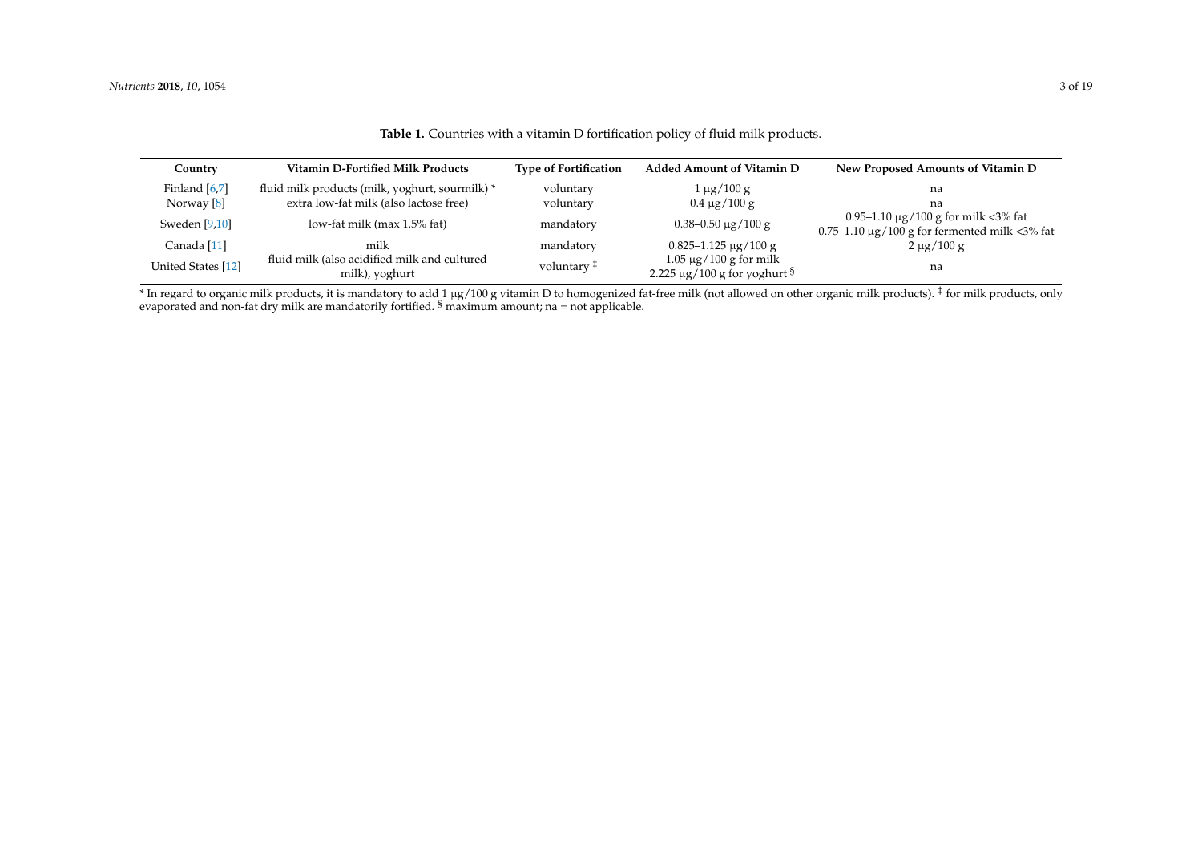**Table 1.** Countries with a vitamin D fortification policy of fluid milk products.

| Country | Vitamin D-Fortified Milk Products | Type of Fortification | Added Amount of Vitamin D | New Proposed Amounts of Vitamin D |
|---|---|---|---|---|
| Finland [6,7] | fluid milk products (milk, yoghurt, sourmilk) * | voluntary | 1 μg/100 g | na |
| Norway [8] | extra low-fat milk (also lactose free) | voluntary | 0.4 μg/100 g | na |
| Sweden [9,10] | low-fat milk (max 1.5% fat) | mandatory | 0.38–0.50 μg/100 g | 0.95–1.10 μg/100 g for milk <3% fat<br>0.75–1.10 μg/100 g for fermented milk <3% fat |
| Canada [11] | milk | mandatory | 0.825–1.125 μg/100 g | 2 μg/100 g |
| United States [12] | fluid milk (also acidified milk and cultured milk), yoghurt | voluntary ‡ | 1.05 μg/100 g for milk<br>2.225 μg/100 g for yoghurt § | na |

* In regard to organic milk products, it is mandatory to add 1 μg/100 g vitamin D to homogenized fat-free milk (not allowed on other organic milk products). ‡ for milk products, only evaporated and non-fat dry milk are mandatorily fortified. § maximum amount; na = not applicable.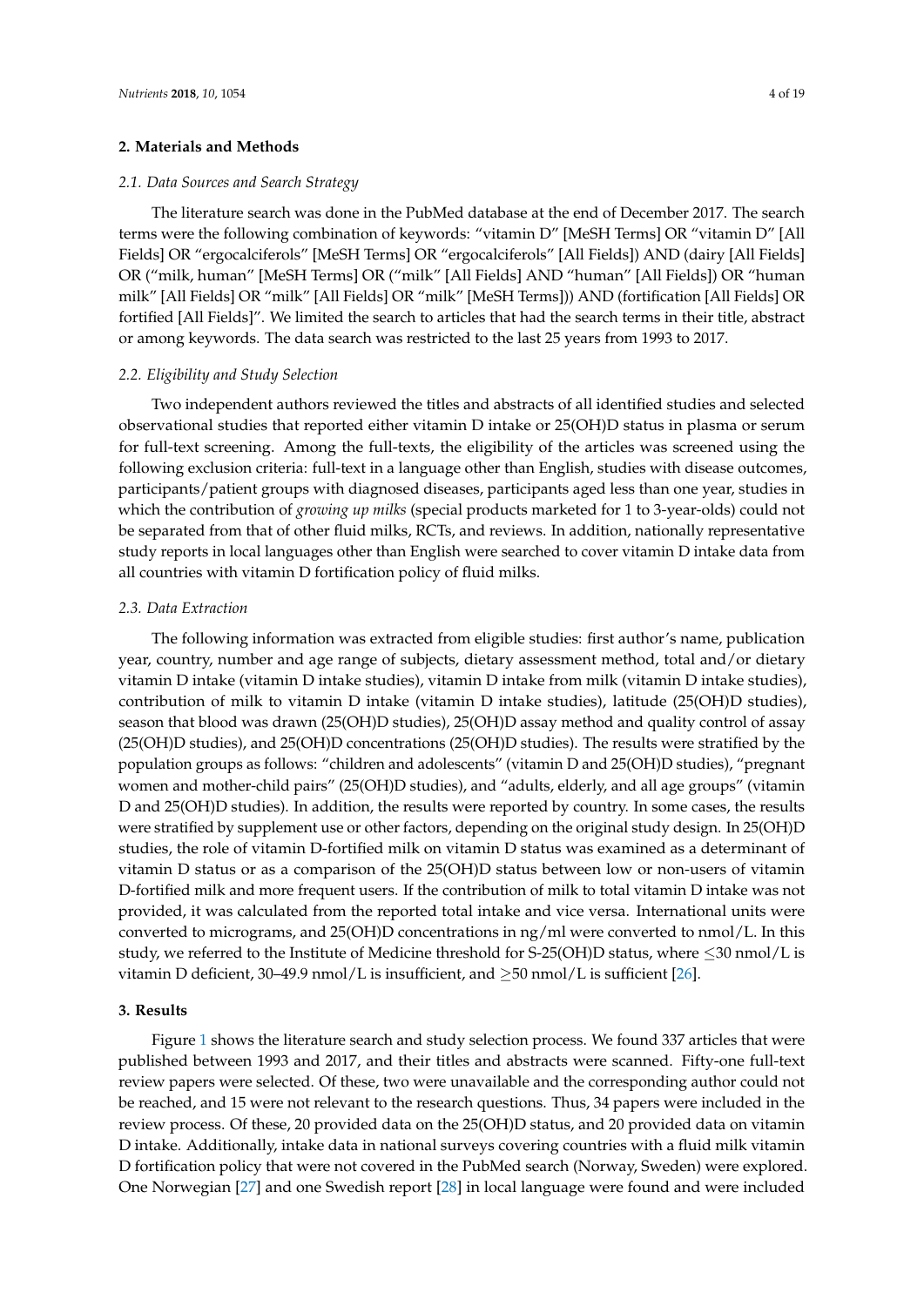## 2. Materials and Methods

### 2.1. Data Sources and Search Strategy

The literature search was done in the PubMed database at the end of December 2017. The search terms were the following combination of keywords: "vitamin D" [MeSH Terms] OR "vitamin D" [All Fields] OR "ergocalciferols" [MeSH Terms] OR "ergocalciferols" [All Fields]) AND (dairy [All Fields] OR ("milk, human" [MeSH Terms] OR ("milk" [All Fields] AND "human" [All Fields]) OR "human milk" [All Fields] OR "milk" [All Fields] OR "milk" [MeSH Terms])) AND (fortification [All Fields] OR fortified [All Fields]". We limited the search to articles that had the search terms in their title, abstract or among keywords. The data search was restricted to the last 25 years from 1993 to 2017.

### 2.2. Eligibility and Study Selection

Two independent authors reviewed the titles and abstracts of all identified studies and selected observational studies that reported either vitamin D intake or 25(OH)D status in plasma or serum for full-text screening. Among the full-texts, the eligibility of the articles was screened using the following exclusion criteria: full-text in a language other than English, studies with disease outcomes, participants/patient groups with diagnosed diseases, participants aged less than one year, studies in which the contribution of *growing up milks* (special products marketed for 1 to 3-year-olds) could not be separated from that of other fluid milks, RCTs, and reviews. In addition, nationally representative study reports in local languages other than English were searched to cover vitamin D intake data from all countries with vitamin D fortification policy of fluid milks.

### 2.3. Data Extraction

The following information was extracted from eligible studies: first author's name, publication year, country, number and age range of subjects, dietary assessment method, total and/or dietary vitamin D intake (vitamin D intake studies), vitamin D intake from milk (vitamin D intake studies), contribution of milk to vitamin D intake (vitamin D intake studies), latitude (25(OH)D studies), season that blood was drawn (25(OH)D studies), 25(OH)D assay method and quality control of assay (25(OH)D studies), and 25(OH)D concentrations (25(OH)D studies). The results were stratified by the population groups as follows: "children and adolescents" (vitamin D and 25(OH)D studies), "pregnant women and mother-child pairs" (25(OH)D studies), and "adults, elderly, and all age groups" (vitamin D and 25(OH)D studies). In addition, the results were reported by country. In some cases, the results were stratified by supplement use or other factors, depending on the original study design. In 25(OH)D studies, the role of vitamin D-fortified milk on vitamin D status was examined as a determinant of vitamin D status or as a comparison of the 25(OH)D status between low or non-users of vitamin D-fortified milk and more frequent users. If the contribution of milk to total vitamin D intake was not provided, it was calculated from the reported total intake and vice versa. International units were converted to micrograms, and 25(OH)D concentrations in ng/ml were converted to nmol/L. In this study, we referred to the Institute of Medicine threshold for S-25(OH)D status, where $\leq$30 nmol/L is vitamin D deficient, 30–49.9 nmol/L is insufficient, and $\geq$50 nmol/L is sufficient [26].

## 3. Results

Figure 1 shows the literature search and study selection process. We found 337 articles that were published between 1993 and 2017, and their titles and abstracts were scanned. Fifty-one full-text review papers were selected. Of these, two were unavailable and the corresponding author could not be reached, and 15 were not relevant to the research questions. Thus, 34 papers were included in the review process. Of these, 20 provided data on the 25(OH)D status, and 20 provided data on vitamin D intake. Additionally, intake data in national surveys covering countries with a fluid milk vitamin D fortification policy that were not covered in the PubMed search (Norway, Sweden) were explored. One Norwegian [27] and one Swedish report [28] in local language were found and were included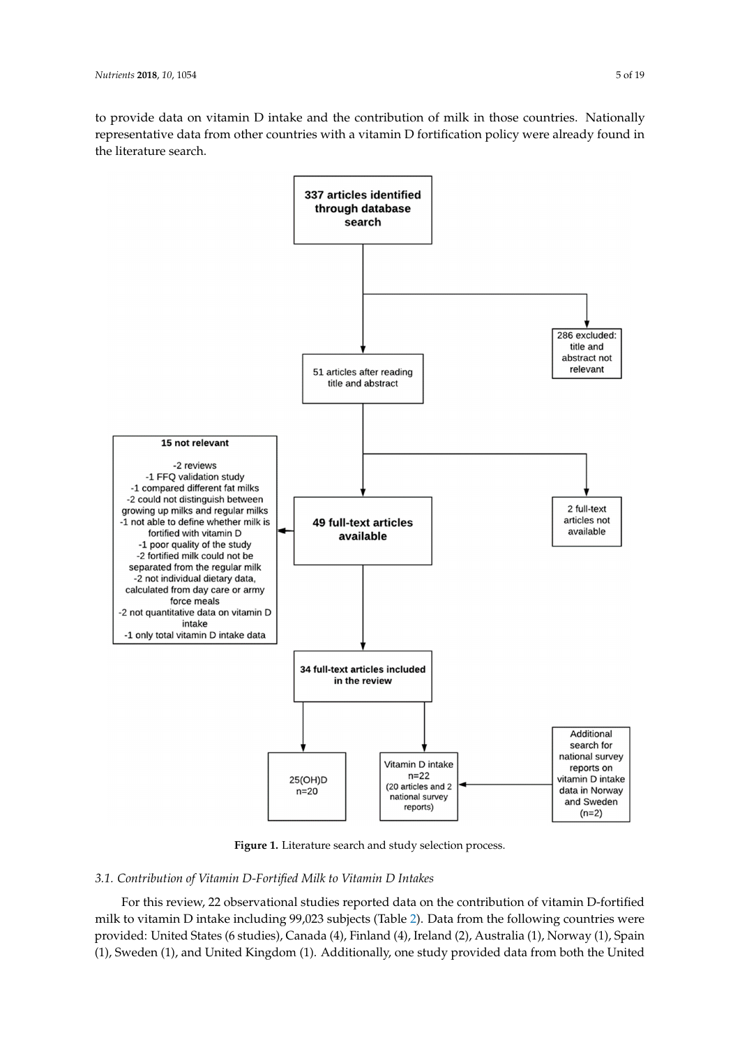to provide data on vitamin D intake and the contribution of milk in those countries. Nationally representative data from other countries with a vitamin D fortification policy were already found in the literature search.

**337 articles identified through database search**

286 excluded: title and abstract not relevant

51 articles after reading title and abstract

2 full-text articles not available

**49 full-text articles available**

**15 not relevant**

- -2 reviews
- -1 FFQ validation study
- -1 compared different fat milks
- -2 could not distinguish between growing up milks and regular milks
- -1 not able to define whether milk is fortified with vitamin D
- -1 poor quality of the study
- -2 fortified milk could not be separated from the regular milk
- -2 not individual dietary data, calculated from day care or army force meals
- -2 not quantitative data on vitamin D intake
- -1 only total vitamin D intake data

**34 full-text articles included in the review**

25(OH)D n=20

Vitamin D intake n=22 (20 articles and 2 national survey reports)

Additional search for national survey reports on vitamin D intake data in Norway and Sweden (n=2)

**Figure 1.** Literature search and study selection process.

### *3.1. Contribution of Vitamin D-Fortified Milk to Vitamin D Intakes*

For this review, 22 observational studies reported data on the contribution of vitamin D-fortified milk to vitamin D intake including 99,023 subjects (Table 2). Data from the following countries were provided: United States (6 studies), Canada (4), Finland (4), Ireland (2), Australia (1), Norway (1), Spain (1), Sweden (1), and United Kingdom (1). Additionally, one study provided data from both the United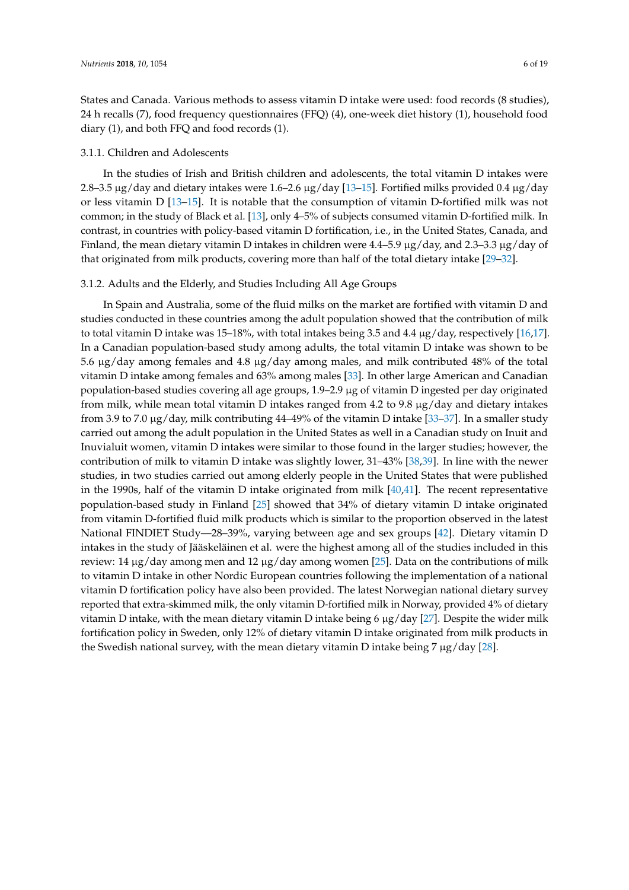States and Canada. Various methods to assess vitamin D intake were used: food records (8 studies), 24 h recalls (7), food frequency questionnaires (FFQ) (4), one-week diet history (1), household food diary (1), and both FFQ and food records (1).

### 3.1.1. Children and Adolescents

In the studies of Irish and British children and adolescents, the total vitamin D intakes were 2.8–3.5 μg/day and dietary intakes were 1.6–2.6 μg/day [13–15]. Fortified milks provided 0.4 μg/day or less vitamin D [13–15]. It is notable that the consumption of vitamin D-fortified milk was not common; in the study of Black et al. [13], only 4–5% of subjects consumed vitamin D-fortified milk. In contrast, in countries with policy-based vitamin D fortification, i.e., in the United States, Canada, and Finland, the mean dietary vitamin D intakes in children were 4.4–5.9 μg/day, and 2.3–3.3 μg/day of that originated from milk products, covering more than half of the total dietary intake [29–32].

### 3.1.2. Adults and the Elderly, and Studies Including All Age Groups

In Spain and Australia, some of the fluid milks on the market are fortified with vitamin D and studies conducted in these countries among the adult population showed that the contribution of milk to total vitamin D intake was 15–18%, with total intakes being 3.5 and 4.4 μg/day, respectively [16,17]. In a Canadian population-based study among adults, the total vitamin D intake was shown to be 5.6 μg/day among females and 4.8 μg/day among males, and milk contributed 48% of the total vitamin D intake among females and 63% among males [33]. In other large American and Canadian population-based studies covering all age groups, 1.9–2.9 μg of vitamin D ingested per day originated from milk, while mean total vitamin D intakes ranged from 4.2 to 9.8 μg/day and dietary intakes from 3.9 to 7.0 μg/day, milk contributing 44–49% of the vitamin D intake [33–37]. In a smaller study carried out among the adult population in the United States as well in a Canadian study on Inuit and Inuvialuit women, vitamin D intakes were similar to those found in the larger studies; however, the contribution of milk to vitamin D intake was slightly lower, 31–43% [38,39]. In line with the newer studies, in two studies carried out among elderly people in the United States that were published in the 1990s, half of the vitamin D intake originated from milk [40,41]. The recent representative population-based study in Finland [25] showed that 34% of dietary vitamin D intake originated from vitamin D-fortified fluid milk products which is similar to the proportion observed in the latest National FINDIET Study—28–39%, varying between age and sex groups [42]. Dietary vitamin D intakes in the study of Jääskeläinen et al. were the highest among all of the studies included in this review: 14 μg/day among men and 12 μg/day among women [25]. Data on the contributions of milk to vitamin D intake in other Nordic European countries following the implementation of a national vitamin D fortification policy have also been provided. The latest Norwegian national dietary survey reported that extra-skimmed milk, the only vitamin D-fortified milk in Norway, provided 4% of dietary vitamin D intake, with the mean dietary vitamin D intake being 6 μg/day [27]. Despite the wider milk fortification policy in Sweden, only 12% of dietary vitamin D intake originated from milk products in the Swedish national survey, with the mean dietary vitamin D intake being 7 μg/day [28].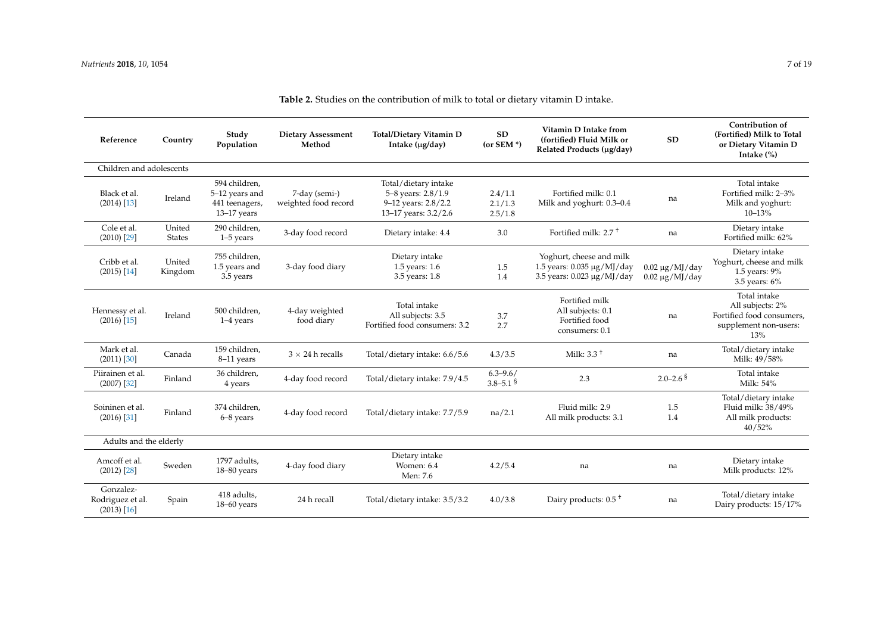**Table 2.** Studies on the contribution of milk to total or dietary vitamin D intake.

| Reference | Country | Study Population | Dietary Assessment Method | Total/Dietary Vitamin D Intake (μg/day) | SD (or SEM *) | Vitamin D Intake from (fortified) Fluid Milk or Related Products (μg/day) | SD | Contribution of (Fortified) Milk to Total or Dietary Vitamin D Intake (%) |
|---|---|---|---|---|---|---|---|---|
| Children and adolescents | | | | | | | | |
| Black et al. (2014) [13] | Ireland | 594 children, 5–12 years and 441 teenagers, 13–17 years | 7-day (semi-) weighted food record | Total/dietary intake 5–8 years: 2.8/1.9 9–12 years: 2.8/2.2 13–17 years: 3.2/2.6 | 2.4/1.1 2.1/1.3 2.5/1.8 | Fortified milk: 0.1 Milk and yoghurt: 0.3–0.4 | na | Total intake Fortified milk: 2–3% Milk and yoghurt: 10–13% |
| Cole et al. (2010) [29] | United States | 290 children, 1–5 years | 3-day food record | Dietary intake: 4.4 | 3.0 | Fortified milk: 2.7 † | na | Dietary intake Fortified milk: 62% |
| Cribb et al. (2015) [14] | United Kingdom | 755 children, 1.5 years and 3.5 years | 3-day food diary | Dietary intake 1.5 years: 1.6 3.5 years: 1.8 | 1.5 1.4 | Yoghurt, cheese and milk 1.5 years: 0.035 μg/MJ/day 3.5 years: 0.023 μg/MJ/day | 0.02 μg/MJ/day 0.02 μg/MJ/day | Dietary intake Yoghurt, cheese and milk 1.5 years: 9% 3.5 years: 6% |
| Hennessy et al. (2016) [15] | Ireland | 500 children, 1–4 years | 4-day weighted food diary | Total intake All subjects: 3.5 Fortified food consumers: 3.2 | 3.7 2.7 | Fortified milk All subjects: 0.1 Fortified food consumers: 0.1 | na | Total intake All subjects: 2% Fortified food consumers, supplement non-users: 13% |
| Mark et al. (2011) [30] | Canada | 159 children, 8–11 years | 3 × 24 h recalls | Total/dietary intake: 6.6/5.6 | 4.3/3.5 | Milk: 3.3 † | na | Total/dietary intake Milk: 49/58% |
| Piirainen et al. (2007) [32] | Finland | 36 children, 4 years | 4-day food record | Total/dietary intake: 7.9/4.5 | 6.3–9.6/ 3.8–5.1 § | 2.3 | 2.0–2.6 § | Total intake Milk: 54% |
| Soininen et al. (2016) [31] | Finland | 374 children, 6–8 years | 4-day food record | Total/dietary intake: 7.7/5.9 | na/2.1 | Fluid milk: 2.9 All milk products: 3.1 | 1.5 1.4 | Total/dietary intake Fluid milk: 38/49% All milk products: 40/52% |
| Adults and the elderly | | | | | | | | |
| Amcoff et al. (2012) [28] | Sweden | 1797 adults, 18–80 years | 4-day food diary | Dietary intake Women: 6.4 Men: 7.6 | 4.2/5.4 | na | na | Dietary intake Milk products: 12% |
| Gonzalez-Rodriguez et al. (2013) [16] | Spain | 418 adults, 18–60 years | 24 h recall | Total/dietary intake: 3.5/3.2 | 4.0/3.8 | Dairy products: 0.5 † | na | Total/dietary intake Dairy products: 15/17% |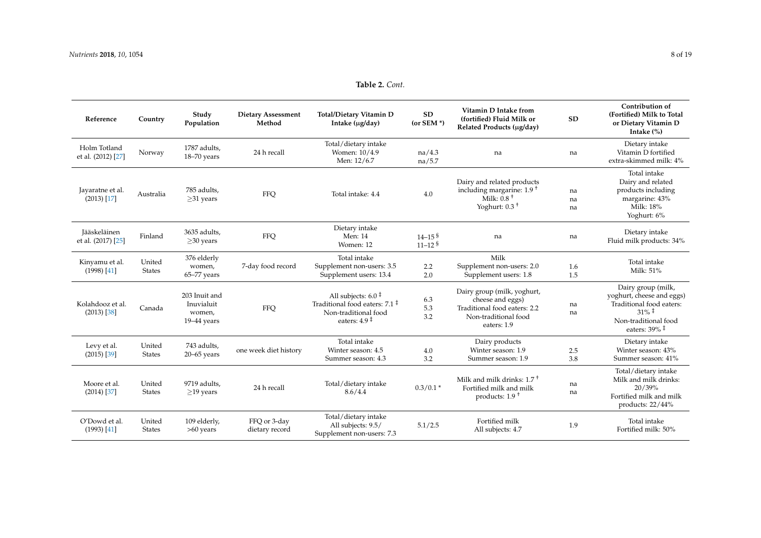**Table 2.** *Cont.*

| Reference | Country | Study Population | Dietary Assessment Method | Total/Dietary Vitamin D Intake (μg/day) | SD (or SEM *) | Vitamin D Intake from (fortified) Fluid Milk or Related Products (μg/day) | SD | Contribution of (Fortified) Milk to Total or Dietary Vitamin D Intake (%) |
|---|---|---|---|---|---|---|---|---|
| Holm Totland et al. (2012) [27] | Norway | 1787 adults, 18–70 years | 24 h recall | Total/dietary intake<br>Women: 10/4.9<br>Men: 12/6.7 | na/4.3<br>na/5.7 | na | na | Dietary intake<br>Vitamin D fortified extra-skimmed milk: 4% |
| Jayaratne et al. (2013) [17] | Australia | 785 adults, ≥31 years | FFQ | Total intake: 4.4 | 4.0 | Dairy and related products including margarine: 1.9 †<br>Milk: 0.8 †<br>Yoghurt: 0.3 † | na<br>na<br>na | Total intake<br>Dairy and related products including margarine: 43%<br>Milk: 18%<br>Yoghurt: 6% |
| Jääskeläinen et al. (2017) [25] | Finland | 3635 adults, ≥30 years | FFQ | Dietary intake<br>Men: 14<br>Women: 12 | 14–15 §<br>11–12 § | na | na | Dietary intake<br>Fluid milk products: 34% |
| Kinyamu et al. (1998) [41] | United States | 376 elderly women, 65–77 years | 7-day food record | Total intake<br>Supplement non-users: 3.5<br>Supplement users: 13.4 | 2.2<br>2.0 | Milk<br>Supplement non-users: 2.0<br>Supplement users: 1.8 | 1.6<br>1.5 | Total intake<br>Milk: 51% |
| Kolahdooz et al. (2013) [38] | Canada | 203 Inuit and Inuvialuit women, 19–44 years | FFQ | All subjects: 6.0 ‡<br>Traditional food eaters: 7.1 ‡<br>Non-traditional food eaters: 4.9 ‡ | 6.3<br>5.3<br>3.2 | Dairy group (milk, yoghurt, cheese and eggs)<br>Traditional food eaters: 2.2<br>Non-traditional food eaters: 1.9 | na<br>na | Dairy group (milk, yoghurt, cheese and eggs)<br>Traditional food eaters: 31% ‡<br>Non-traditional food eaters: 39% ‡ |
| Levy et al. (2015) [39] | United States | 743 adults, 20–65 years | one week diet history | Total intake<br>Winter season: 4.5<br>Summer season: 4.3 | 4.0<br>3.2 | Dairy products<br>Winter season: 1.9<br>Summer season: 1.9 | 2.5<br>3.8 | Dietary intake<br>Winter season: 43%<br>Summer season: 41% |
| Moore et al. (2014) [37] | United States | 9719 adults, ≥19 years | 24 h recall | Total/dietary intake<br>8.6/4.4 | 0.3/0.1 * | Milk and milk drinks: 1.7 †<br>Fortified milk and milk products: 1.9 † | na<br>na | Total/dietary intake<br>Milk and milk drinks: 20/39%<br>Fortified milk and milk products: 22/44% |
| O'Dowd et al. (1993) [41] | United States | 109 elderly, >60 years | FFQ or 3-day dietary record | Total/dietary intake<br>All subjects: 9.5/<br>Supplement non-users: 7.3 | 5.1/2.5 | Fortified milk<br>All subjects: 4.7 | 1.9 | Total intake<br>Fortified milk: 50% |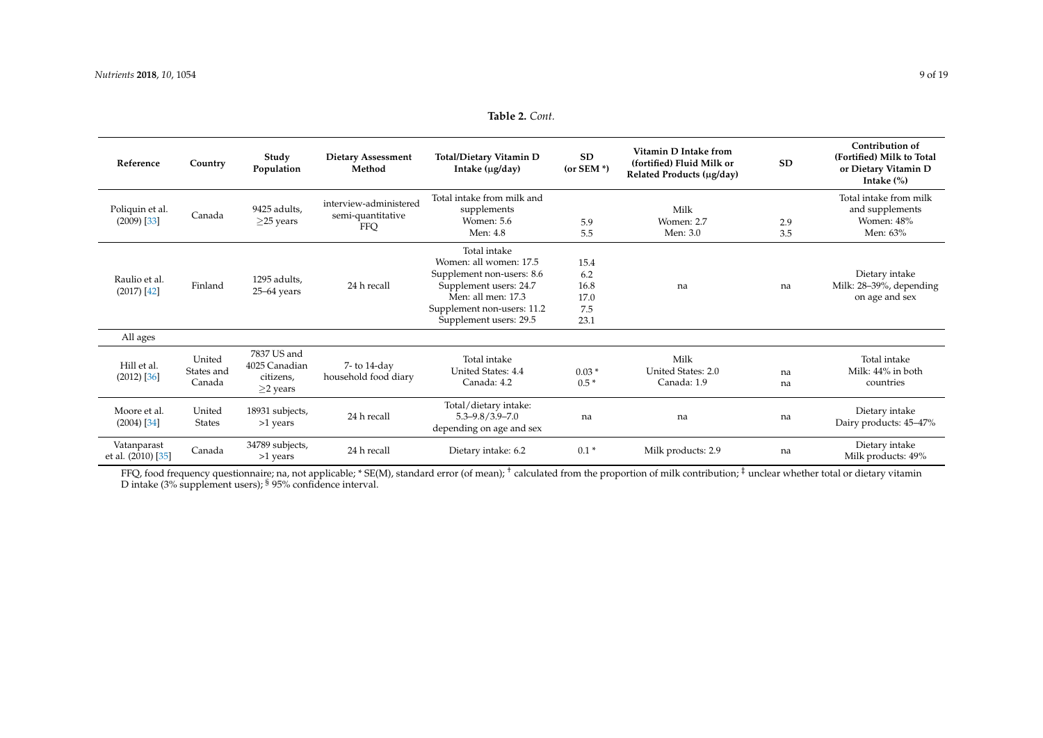**Table 2.** *Cont.*

| Reference | Country | Study Population | Dietary Assessment Method | Total/Dietary Vitamin D Intake (µg/day) | SD (or SEM *) | Vitamin D Intake from (fortified) Fluid Milk or Related Products (µg/day) | SD | Contribution of (Fortified) Milk to Total or Dietary Vitamin D Intake (%) |
|---|---|---|---|---|---|---|---|---|
| Poliquin et al. (2009) [33] | Canada | 9425 adults, ≥25 years | interview-administered semi-quantitative FFQ | Total intake from milk and supplements<br>Women: 5.6<br>Men: 4.8 | <br>5.9<br>5.5 | Milk<br>Women: 2.7<br>Men: 3.0 | <br>2.9<br>3.5 | Total intake from milk and supplements<br>Women: 48%<br>Men: 63% |
| Raulio et al. (2017) [42] | Finland | 1295 adults, 25–64 years | 24 h recall | Total intake<br>Women: all women: 17.5<br>Supplement non-users: 8.6<br>Supplement users: 24.7<br>Men: all men: 17.3<br>Supplement non-users: 11.2<br>Supplement users: 29.5 | <br>15.4<br>6.2<br>16.8<br>17.0<br>7.5<br>23.1 | na | na | Dietary intake<br>Milk: 28–39%, depending on age and sex |
| All ages | | | | | | | | |
| Hill et al. (2012) [36] | United States and Canada | 7837 US and 4025 Canadian citizens, ≥2 years | 7- to 14-day household food diary | Total intake<br>United States: 4.4<br>Canada: 4.2 | <br>0.03 *<br>0.5 * | Milk<br>United States: 2.0<br>Canada: 1.9 | <br>na<br>na | Total intake<br>Milk: 44% in both countries |
| Moore et al. (2004) [34] | United States | 18931 subjects, >1 years | 24 h recall | Total/dietary intake:<br>5.3–9.8/3.9–7.0<br>depending on age and sex | na | na | na | Dietary intake<br>Dairy products: 45–47% |
| Vatanparast et al. (2010) [35] | Canada | 34789 subjects, >1 years | 24 h recall | Dietary intake: 6.2 | 0.1 * | Milk products: 2.9 | na | Dietary intake<br>Milk products: 49% |

FFQ, food frequency questionnaire; na, not applicable; * SE(M), standard error (of mean); † calculated from the proportion of milk contribution; ‡ unclear whether total or dietary vitamin D intake (3% supplement users); § 95% confidence interval.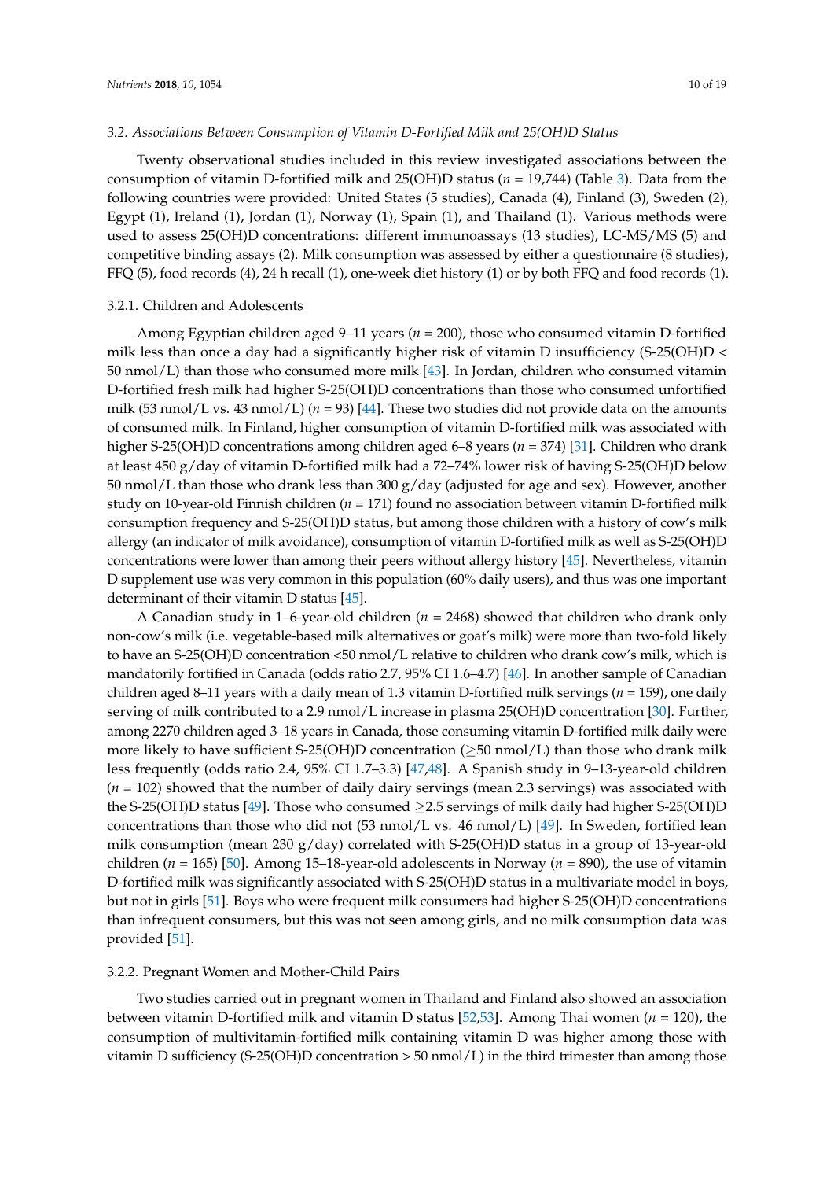### 3.2. Associations Between Consumption of Vitamin D-Fortified Milk and 25(OH)D Status

Twenty observational studies included in this review investigated associations between the consumption of vitamin D-fortified milk and 25(OH)D status ($n$ = 19,744) (Table 3). Data from the following countries were provided: United States (5 studies), Canada (4), Finland (3), Sweden (2), Egypt (1), Ireland (1), Jordan (1), Norway (1), Spain (1), and Thailand (1). Various methods were used to assess 25(OH)D concentrations: different immunoassays (13 studies), LC-MS/MS (5) and competitive binding assays (2). Milk consumption was assessed by either a questionnaire (8 studies), FFQ (5), food records (4), 24 h recall (1), one-week diet history (1) or by both FFQ and food records (1).

#### 3.2.1. Children and Adolescents

Among Egyptian children aged 9–11 years ($n$ = 200), those who consumed vitamin D-fortified milk less than once a day had a significantly higher risk of vitamin D insufficiency (S-25(OH)D < 50 nmol/L) than those who consumed more milk [43]. In Jordan, children who consumed vitamin D-fortified fresh milk had higher S-25(OH)D concentrations than those who consumed unfortified milk (53 nmol/L vs. 43 nmol/L) ($n$ = 93) [44]. These two studies did not provide data on the amounts of consumed milk. In Finland, higher consumption of vitamin D-fortified milk was associated with higher S-25(OH)D concentrations among children aged 6–8 years ($n$ = 374) [31]. Children who drank at least 450 g/day of vitamin D-fortified milk had a 72–74% lower risk of having S-25(OH)D below 50 nmol/L than those who drank less than 300 g/day (adjusted for age and sex). However, another study on 10-year-old Finnish children ($n$ = 171) found no association between vitamin D-fortified milk consumption frequency and S-25(OH)D status, but among those children with a history of cow's milk allergy (an indicator of milk avoidance), consumption of vitamin D-fortified milk as well as S-25(OH)D concentrations were lower than among their peers without allergy history [45]. Nevertheless, vitamin D supplement use was very common in this population (60% daily users), and thus was one important determinant of their vitamin D status [45].

A Canadian study in 1–6-year-old children ($n$ = 2468) showed that children who drank only non-cow's milk (i.e. vegetable-based milk alternatives or goat's milk) were more than two-fold likely to have an S-25(OH)D concentration <50 nmol/L relative to children who drank cow's milk, which is mandatorily fortified in Canada (odds ratio 2.7, 95% CI 1.6–4.7) [46]. In another sample of Canadian children aged 8–11 years with a daily mean of 1.3 vitamin D-fortified milk servings ($n$ = 159), one daily serving of milk contributed to a 2.9 nmol/L increase in plasma 25(OH)D concentration [30]. Further, among 2270 children aged 3–18 years in Canada, those consuming vitamin D-fortified milk daily were more likely to have sufficient S-25(OH)D concentration (≥50 nmol/L) than those who drank milk less frequently (odds ratio 2.4, 95% CI 1.7–3.3) [47,48]. A Spanish study in 9–13-year-old children ($n$ = 102) showed that the number of daily dairy servings (mean 2.3 servings) was associated with the S-25(OH)D status [49]. Those who consumed ≥2.5 servings of milk daily had higher S-25(OH)D concentrations than those who did not (53 nmol/L vs. 46 nmol/L) [49]. In Sweden, fortified lean milk consumption (mean 230 g/day) correlated with S-25(OH)D status in a group of 13-year-old children ($n$ = 165) [50]. Among 15–18-year-old adolescents in Norway ($n$ = 890), the use of vitamin D-fortified milk was significantly associated with S-25(OH)D status in a multivariate model in boys, but not in girls [51]. Boys who were frequent milk consumers had higher S-25(OH)D concentrations than infrequent consumers, but this was not seen among girls, and no milk consumption data was provided [51].

#### 3.2.2. Pregnant Women and Mother-Child Pairs

Two studies carried out in pregnant women in Thailand and Finland also showed an association between vitamin D-fortified milk and vitamin D status [52,53]. Among Thai women ($n$ = 120), the consumption of multivitamin-fortified milk containing vitamin D was higher among those with vitamin D sufficiency (S-25(OH)D concentration > 50 nmol/L) in the third trimester than among those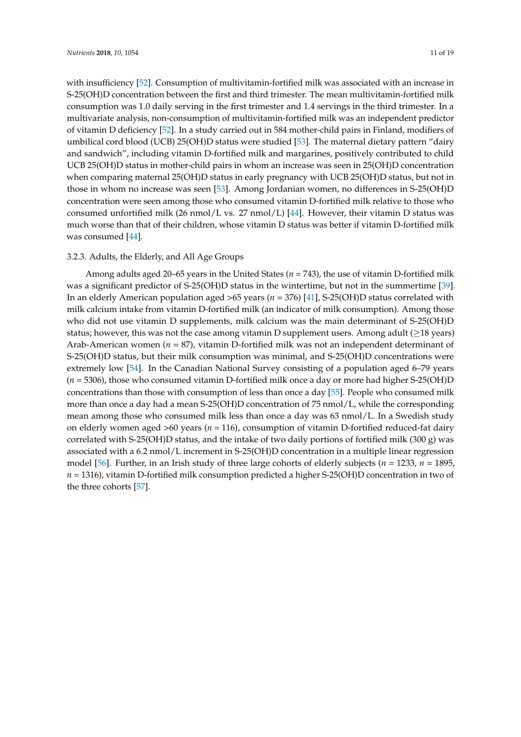with insufficiency [52]. Consumption of multivitamin-fortified milk was associated with an increase in S-25(OH)D concentration between the first and third trimester. The mean multivitamin-fortified milk consumption was 1.0 daily serving in the first trimester and 1.4 servings in the third trimester. In a multivariate analysis, non-consumption of multivitamin-fortified milk was an independent predictor of vitamin D deficiency [52]. In a study carried out in 584 mother-child pairs in Finland, modifiers of umbilical cord blood (UCB) 25(OH)D status were studied [53]. The maternal dietary pattern "dairy and sandwich", including vitamin D-fortified milk and margarines, positively contributed to child UCB 25(OH)D status in mother-child pairs in whom an increase was seen in 25(OH)D concentration when comparing maternal 25(OH)D status in early pregnancy with UCB 25(OH)D status, but not in those in whom no increase was seen [53]. Among Jordanian women, no differences in S-25(OH)D concentration were seen among those who consumed vitamin D-fortified milk relative to those who consumed unfortified milk (26 nmol/L vs. 27 nmol/L) [44]. However, their vitamin D status was much worse than that of their children, whose vitamin D status was better if vitamin D-fortified milk was consumed [44].

### 3.2.3. Adults, the Elderly, and All Age Groups

Among adults aged 20–65 years in the United States (*n* = 743), the use of vitamin D-fortified milk was a significant predictor of S-25(OH)D status in the wintertime, but not in the summertime [39]. In an elderly American population aged >65 years (*n* = 376) [41], S-25(OH)D status correlated with milk calcium intake from vitamin D-fortified milk (an indicator of milk consumption). Among those who did not use vitamin D supplements, milk calcium was the main determinant of S-25(OH)D status; however, this was not the case among vitamin D supplement users. Among adult (≥18 years) Arab-American women (*n* = 87), vitamin D-fortified milk was not an independent determinant of S-25(OH)D status, but their milk consumption was minimal, and S-25(OH)D concentrations were extremely low [54]. In the Canadian National Survey consisting of a population aged 6–79 years (*n* = 5306), those who consumed vitamin D-fortified milk once a day or more had higher S-25(OH)D concentrations than those with consumption of less than once a day [55]. People who consumed milk more than once a day had a mean S-25(OH)D concentration of 75 nmol/L, while the corresponding mean among those who consumed milk less than once a day was 63 nmol/L. In a Swedish study on elderly women aged >60 years (*n* = 116), consumption of vitamin D-fortified reduced-fat dairy correlated with S-25(OH)D status, and the intake of two daily portions of fortified milk (300 g) was associated with a 6.2 nmol/L increment in S-25(OH)D concentration in a multiple linear regression model [56]. Further, in an Irish study of three large cohorts of elderly subjects (*n* = 1233, *n* = 1895, *n* = 1316), vitamin D-fortified milk consumption predicted a higher S-25(OH)D concentration in two of the three cohorts [57].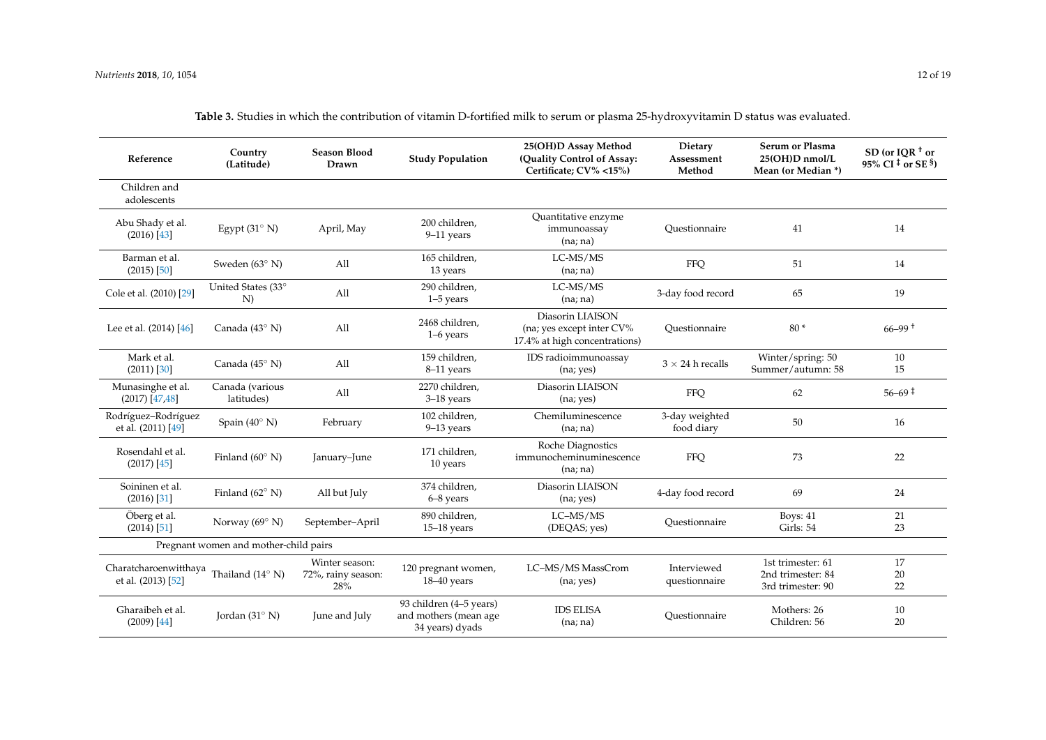**Table 3.** Studies in which the contribution of vitamin D-fortified milk to serum or plasma 25-hydroxyvitamin D status was evaluated.

| Reference | Country (Latitude) | Season Blood Drawn | Study Population | 25(OH)D Assay Method (Quality Control of Assay: Certificate; CV% <15%) | Dietary Assessment Method | Serum or Plasma 25(OH)D nmol/L Mean (or Median *) | SD (or IQR † or 95% CI ‡ or SE §) |
|---|---|---|---|---|---|---|---|
| Children and adolescents | | | | | | | |
| Abu Shady et al. (2016) [43] | Egypt (31° N) | April, May | 200 children, 9–11 years | Quantitative enzyme immunoassay (na; na) | Questionnaire | 41 | 14 |
| Barman et al. (2015) [50] | Sweden (63° N) | All | 165 children, 13 years | LC-MS/MS (na; na) | FFQ | 51 | 14 |
| Cole et al. (2010) [29] | United States (33° N) | All | 290 children, 1–5 years | LC-MS/MS (na; na) | 3-day food record | 65 | 19 |
| Lee et al. (2014) [46] | Canada (43° N) | All | 2468 children, 1–6 years | Diasorin LIAISON (na; yes except inter CV% 17.4% at high concentrations) | Questionnaire | 80 * | 66–99 † |
| Mark et al. (2011) [30] | Canada (45° N) | All | 159 children, 8–11 years | IDS radioimmunoassay (na; yes) | 3 × 24 h recalls | Winter/spring: 50<br>Summer/autumn: 58 | 10<br>15 |
| Munasinghe et al. (2017) [47,48] | Canada (various latitudes) | All | 2270 children, 3–18 years | Diasorin LIAISON (na; yes) | FFQ | 62 | 56–69 ‡ |
| Rodríguez–Rodríguez et al. (2011) [49] | Spain (40° N) | February | 102 children, 9–13 years | Chemiluminescence (na; na) | 3-day weighted food diary | 50 | 16 |
| Rosendahl et al. (2017) [45] | Finland (60° N) | January–June | 171 children, 10 years | Roche Diagnostics immunocheminuminescence (na; na) | FFQ | 73 | 22 |
| Soininen et al. (2016) [31] | Finland (62° N) | All but July | 374 children, 6–8 years | Diasorin LIAISON (na; yes) | 4-day food record | 69 | 24 |
| Öberg et al. (2014) [51] | Norway (69° N) | September–April | 890 children, 15–18 years | LC–MS/MS (DEQAS; yes) | Questionnaire | Boys: 41<br>Girls: 54 | 21<br>23 |
| Pregnant women and mother-child pairs | | | | | | | |
| Charatcharoenwitthaya et al. (2013) [52] | Thailand (14° N) | Winter season: 72%, rainy season: 28% | 120 pregnant women, 18–40 years | LC–MS/MS MassCrom (na; yes) | Interviewed questionnaire | 1st trimester: 61<br>2nd trimester: 84<br>3rd trimester: 90 | 17<br>20<br>22 |
| Gharaibeh et al. (2009) [44] | Jordan (31° N) | June and July | 93 children (4–5 years) and mothers (mean age 34 years) dyads | IDS ELISA (na; na) | Questionnaire | Mothers: 26<br>Children: 56 | 10<br>20 |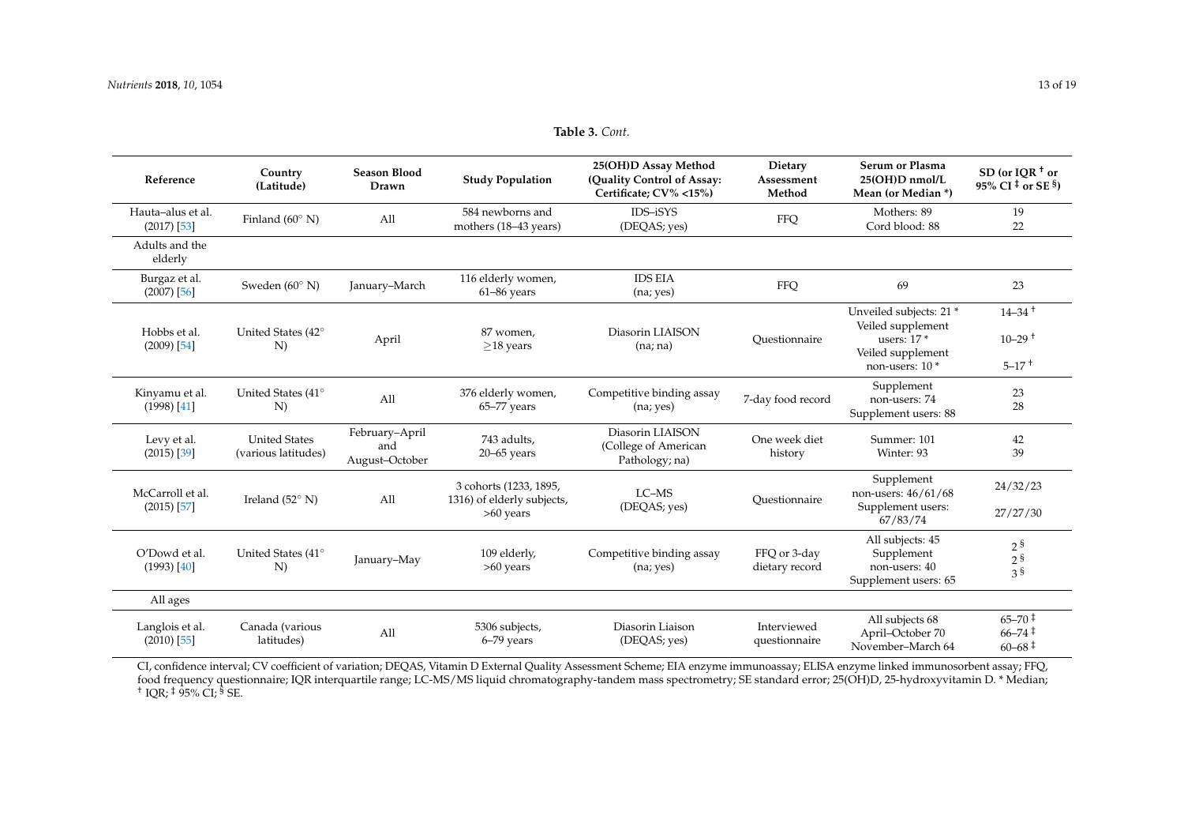**Table 3.** *Cont.*

| Reference | Country (Latitude) | Season Blood Drawn | Study Population | 25(OH)D Assay Method (Quality Control of Assay: Certificate; CV% <15%) | Dietary Assessment Method | Serum or Plasma 25(OH)D nmol/L Mean (or Median *) | SD (or IQR † or 95% CI ‡ or SE §) |
|---|---|---|---|---|---|---|---|
| Hauta–alus et al. (2017) [53] | Finland (60° N) | All | 584 newborns and mothers (18–43 years) | IDS–iSYS (DEQAS; yes) | FFQ | Mothers: 89<br>Cord blood: 88 | 19<br>22 |
| Adults and the elderly | | | | | | | |
| Burgaz et al. (2007) [56] | Sweden (60° N) | January–March | 116 elderly women, 61–86 years | IDS EIA (na; yes) | FFQ | 69 | 23 |
| Hobbs et al. (2009) [54] | United States (42° N) | April | 87 women, ≥18 years | Diasorin LIAISON (na; na) | Questionnaire | Unveiled subjects: 21 *<br>Veiled supplement users: 17 *<br>Veiled supplement non-users: 10 * | 14–34 †<br>10–29 †<br>5–17 † |
| Kinyamu et al. (1998) [41] | United States (41° N) | All | 376 elderly women, 65–77 years | Competitive binding assay (na; yes) | 7-day food record | Supplement non-users: 74<br>Supplement users: 88 | 23<br>28 |
| Levy et al. (2015) [39] | United States (various latitudes) | February–April and August–October | 743 adults, 20–65 years | Diasorin LIAISON (College of American Pathology; na) | One week diet history | Summer: 101<br>Winter: 93 | 42<br>39 |
| McCarroll et al. (2015) [57] | Ireland (52° N) | All | 3 cohorts (1233, 1895, 1316) of elderly subjects, >60 years | LC–MS (DEQAS; yes) | Questionnaire | Supplement non-users: 46/61/68<br>Supplement users: 67/83/74 | 24/32/23<br>27/27/30 |
| O'Dowd et al. (1993) [40] | United States (41° N) | January–May | 109 elderly, >60 years | Competitive binding assay (na; yes) | FFQ or 3-day dietary record | All subjects: 45<br>Supplement non-users: 40<br>Supplement users: 65 | 2 §<br>2 §<br>3 § |
| All ages | | | | | | | |
| Langlois et al. (2010) [55] | Canada (various latitudes) | All | 5306 subjects, 6–79 years | Diasorin Liaison (DEQAS; yes) | Interviewed questionnaire | All subjects 68<br>April–October 70<br>November–March 64 | 65–70 ‡<br>66–74 ‡<br>60–68 ‡ |

CI, confidence interval; CV coefficient of variation; DEQAS, Vitamin D External Quality Assessment Scheme; EIA enzyme immunoassay; ELISA enzyme linked immunosorbent assay; FFQ, food frequency questionnaire; IQR interquartile range; LC-MS/MS liquid chromatography-tandem mass spectrometry; SE standard error; 25(OH)D, 25-hydroxyvitamin D. * Median; † IQR; ‡ 95% CI; § SE.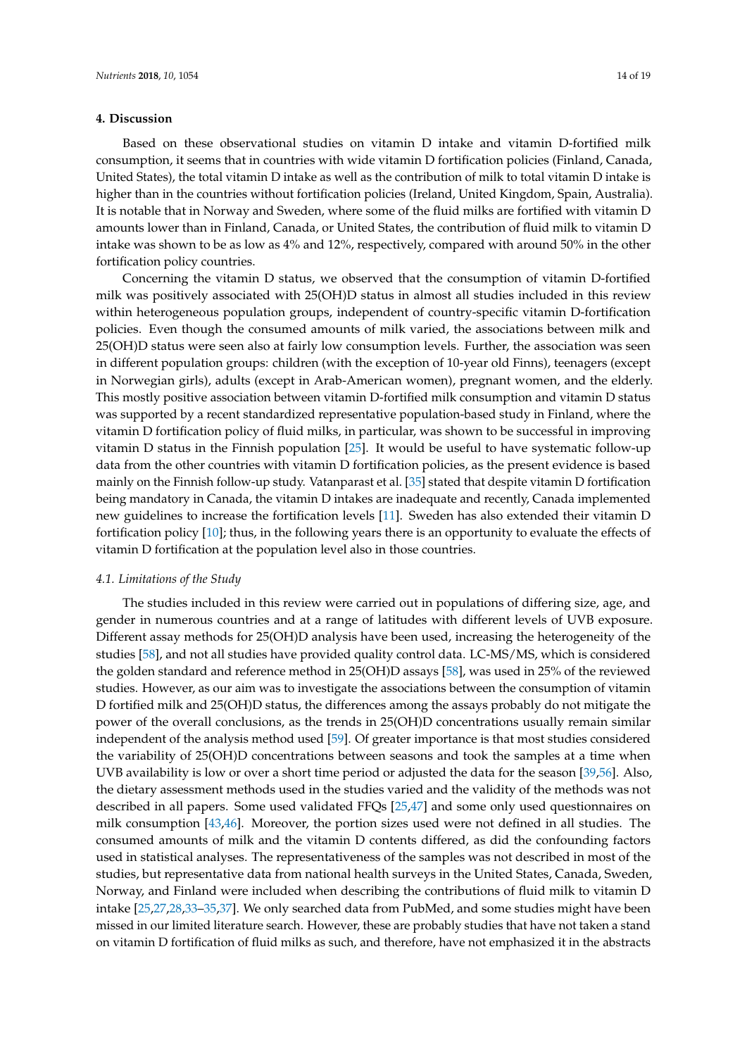## 4. Discussion

Based on these observational studies on vitamin D intake and vitamin D-fortified milk consumption, it seems that in countries with wide vitamin D fortification policies (Finland, Canada, United States), the total vitamin D intake as well as the contribution of milk to total vitamin D intake is higher than in the countries without fortification policies (Ireland, United Kingdom, Spain, Australia). It is notable that in Norway and Sweden, where some of the fluid milks are fortified with vitamin D amounts lower than in Finland, Canada, or United States, the contribution of fluid milk to vitamin D intake was shown to be as low as 4% and 12%, respectively, compared with around 50% in the other fortification policy countries.

Concerning the vitamin D status, we observed that the consumption of vitamin D-fortified milk was positively associated with 25(OH)D status in almost all studies included in this review within heterogeneous population groups, independent of country-specific vitamin D-fortification policies. Even though the consumed amounts of milk varied, the associations between milk and 25(OH)D status were seen also at fairly low consumption levels. Further, the association was seen in different population groups: children (with the exception of 10-year old Finns), teenagers (except in Norwegian girls), adults (except in Arab-American women), pregnant women, and the elderly. This mostly positive association between vitamin D-fortified milk consumption and vitamin D status was supported by a recent standardized representative population-based study in Finland, where the vitamin D fortification policy of fluid milks, in particular, was shown to be successful in improving vitamin D status in the Finnish population [25]. It would be useful to have systematic follow-up data from the other countries with vitamin D fortification policies, as the present evidence is based mainly on the Finnish follow-up study. Vatanparast et al. [35] stated that despite vitamin D fortification being mandatory in Canada, the vitamin D intakes are inadequate and recently, Canada implemented new guidelines to increase the fortification levels [11]. Sweden has also extended their vitamin D fortification policy [10]; thus, in the following years there is an opportunity to evaluate the effects of vitamin D fortification at the population level also in those countries.

### 4.1. Limitations of the Study

The studies included in this review were carried out in populations of differing size, age, and gender in numerous countries and at a range of latitudes with different levels of UVB exposure. Different assay methods for 25(OH)D analysis have been used, increasing the heterogeneity of the studies [58], and not all studies have provided quality control data. LC-MS/MS, which is considered the golden standard and reference method in 25(OH)D assays [58], was used in 25% of the reviewed studies. However, as our aim was to investigate the associations between the consumption of vitamin D fortified milk and 25(OH)D status, the differences among the assays probably do not mitigate the power of the overall conclusions, as the trends in 25(OH)D concentrations usually remain similar independent of the analysis method used [59]. Of greater importance is that most studies considered the variability of 25(OH)D concentrations between seasons and took the samples at a time when UVB availability is low or over a short time period or adjusted the data for the season [39,56]. Also, the dietary assessment methods used in the studies varied and the validity of the methods was not described in all papers. Some used validated FFQs [25,47] and some only used questionnaires on milk consumption [43,46]. Moreover, the portion sizes used were not defined in all studies. The consumed amounts of milk and the vitamin D contents differed, as did the confounding factors used in statistical analyses. The representativeness of the samples was not described in most of the studies, but representative data from national health surveys in the United States, Canada, Sweden, Norway, and Finland were included when describing the contributions of fluid milk to vitamin D intake [25,27,28,33–35,37]. We only searched data from PubMed, and some studies might have been missed in our limited literature search. However, these are probably studies that have not taken a stand on vitamin D fortification of fluid milks as such, and therefore, have not emphasized it in the abstracts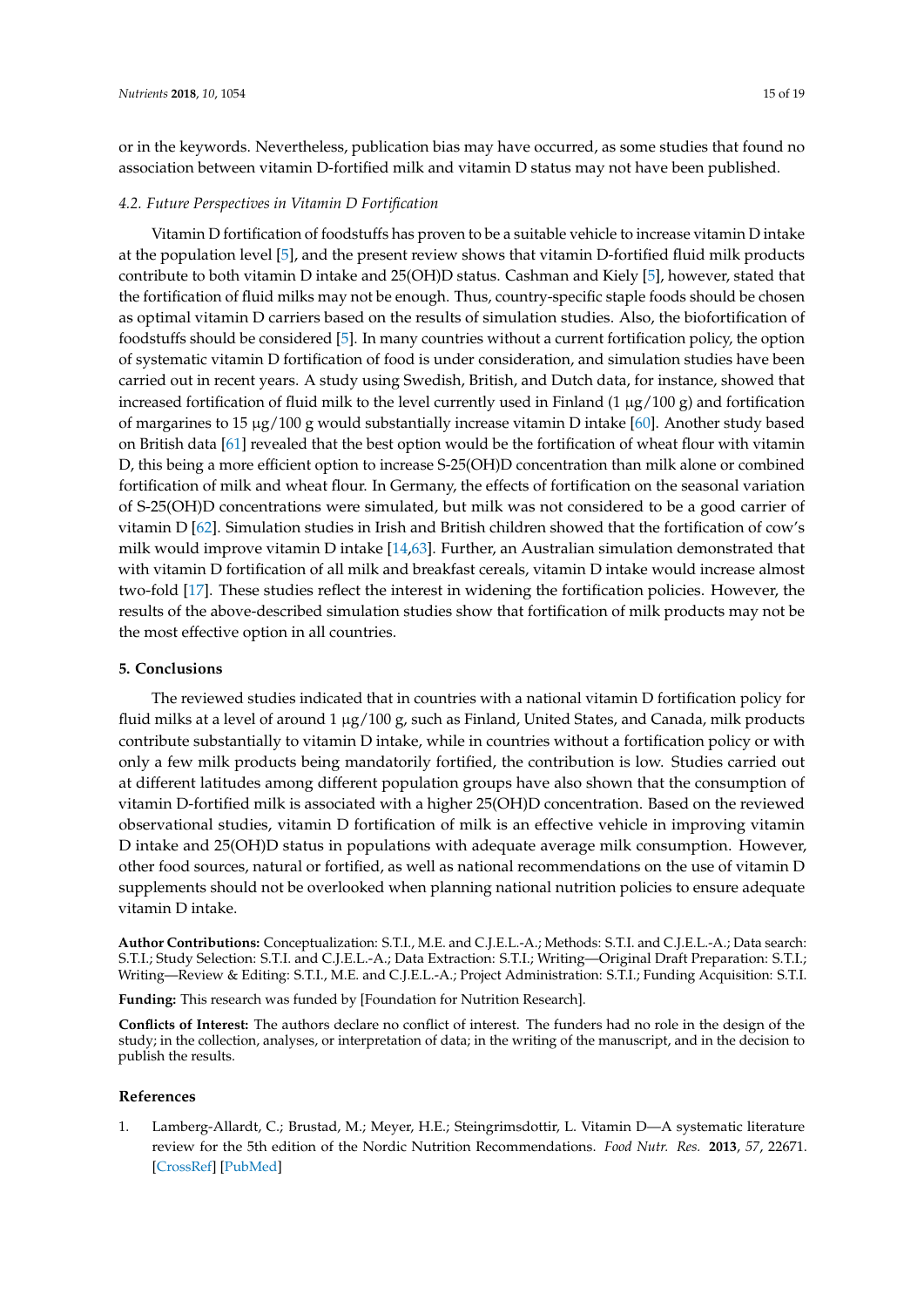or in the keywords. Nevertheless, publication bias may have occurred, as some studies that found no association between vitamin D-fortified milk and vitamin D status may not have been published.

### *4.2. Future Perspectives in Vitamin D Fortification*

Vitamin D fortification of foodstuffs has proven to be a suitable vehicle to increase vitamin D intake at the population level [5], and the present review shows that vitamin D-fortified fluid milk products contribute to both vitamin D intake and 25(OH)D status. Cashman and Kiely [5], however, stated that the fortification of fluid milks may not be enough. Thus, country-specific staple foods should be chosen as optimal vitamin D carriers based on the results of simulation studies. Also, the biofortification of foodstuffs should be considered [5]. In many countries without a current fortification policy, the option of systematic vitamin D fortification of food is under consideration, and simulation studies have been carried out in recent years. A study using Swedish, British, and Dutch data, for instance, showed that increased fortification of fluid milk to the level currently used in Finland (1 μg/100 g) and fortification of margarines to 15 μg/100 g would substantially increase vitamin D intake [60]. Another study based on British data [61] revealed that the best option would be the fortification of wheat flour with vitamin D, this being a more efficient option to increase S-25(OH)D concentration than milk alone or combined fortification of milk and wheat flour. In Germany, the effects of fortification on the seasonal variation of S-25(OH)D concentrations were simulated, but milk was not considered to be a good carrier of vitamin D [62]. Simulation studies in Irish and British children showed that the fortification of cow's milk would improve vitamin D intake [14,63]. Further, an Australian simulation demonstrated that with vitamin D fortification of all milk and breakfast cereals, vitamin D intake would increase almost two-fold [17]. These studies reflect the interest in widening the fortification policies. However, the results of the above-described simulation studies show that fortification of milk products may not be the most effective option in all countries.

## 5. Conclusions

The reviewed studies indicated that in countries with a national vitamin D fortification policy for fluid milks at a level of around 1 μg/100 g, such as Finland, United States, and Canada, milk products contribute substantially to vitamin D intake, while in countries without a fortification policy or with only a few milk products being mandatorily fortified, the contribution is low. Studies carried out at different latitudes among different population groups have also shown that the consumption of vitamin D-fortified milk is associated with a higher 25(OH)D concentration. Based on the reviewed observational studies, vitamin D fortification of milk is an effective vehicle in improving vitamin D intake and 25(OH)D status in populations with adequate average milk consumption. However, other food sources, natural or fortified, as well as national recommendations on the use of vitamin D supplements should not be overlooked when planning national nutrition policies to ensure adequate vitamin D intake.

**Author Contributions:** Conceptualization: S.T.I., M.E. and C.J.E.L.-A.; Methods: S.T.I. and C.J.E.L.-A.; Data search: S.T.I.; Study Selection: S.T.I. and C.J.E.L.-A.; Data Extraction: S.T.I.; Writing—Original Draft Preparation: S.T.I.; Writing—Review & Editing: S.T.I., M.E. and C.J.E.L.-A.; Project Administration: S.T.I.; Funding Acquisition: S.T.I.

**Funding:** This research was funded by [Foundation for Nutrition Research].

**Conflicts of Interest:** The authors declare no conflict of interest. The funders had no role in the design of the study; in the collection, analyses, or interpretation of data; in the writing of the manuscript, and in the decision to publish the results.

## References

1. Lamberg-Allardt, C.; Brustad, M.; Meyer, H.E.; Steingrimsdottir, L. Vitamin D—A systematic literature review for the 5th edition of the Nordic Nutrition Recommendations. *Food Nutr. Res.* **2013**, *57*, 22671. [CrossRef] [PubMed]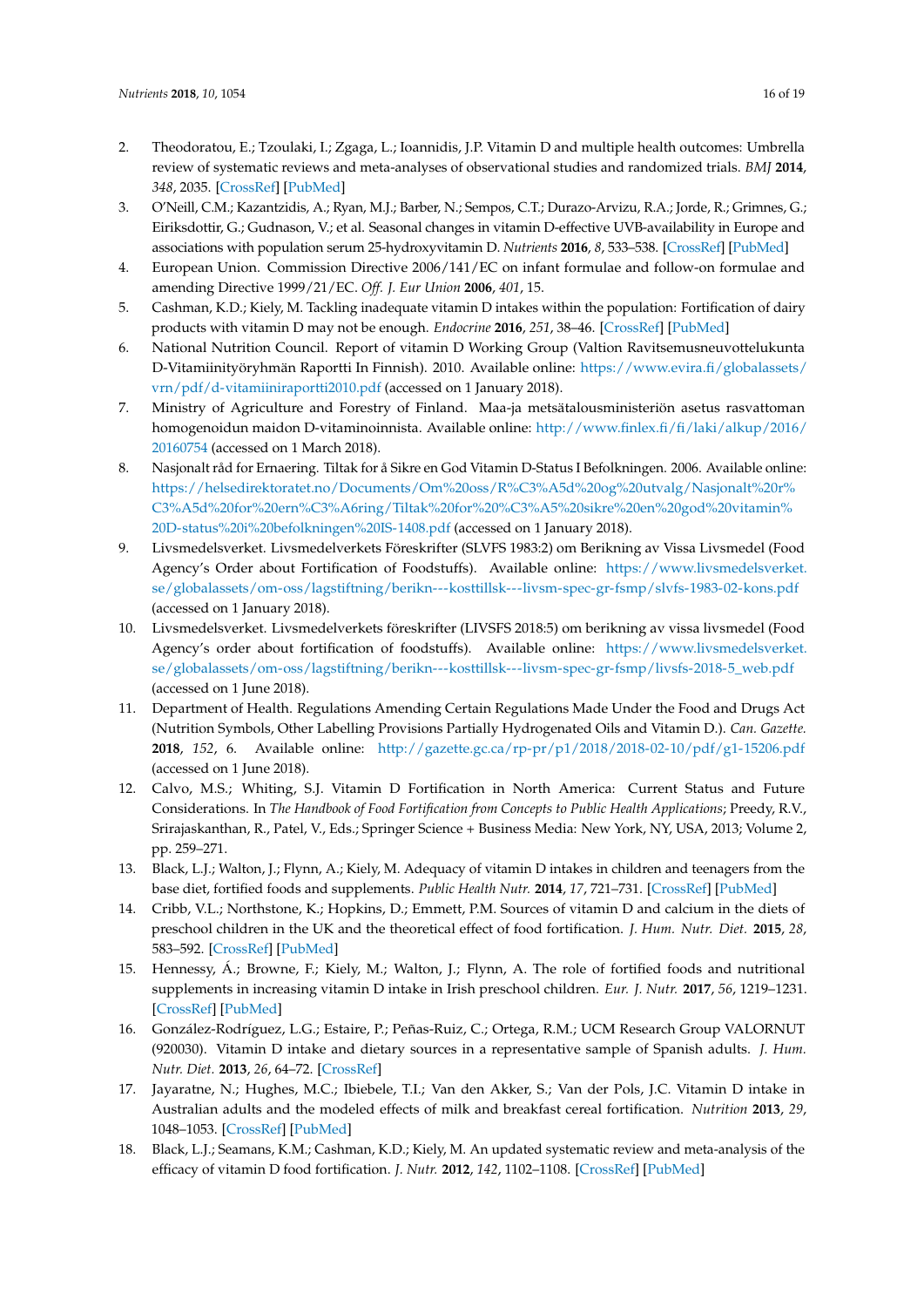2. Theodoratou, E.; Tzoulaki, I.; Zgaga, L.; Ioannidis, J.P. Vitamin D and multiple health outcomes: Umbrella review of systematic reviews and meta-analyses of observational studies and randomized trials. *BMJ* **2014**, *348*, 2035. [CrossRef] [PubMed]
3. O'Neill, C.M.; Kazantzidis, A.; Ryan, M.J.; Barber, N.; Sempos, C.T.; Durazo-Arvizu, R.A.; Jorde, R.; Grimnes, G.; Eiriksdottir, G.; Gudnason, V.; et al. Seasonal changes in vitamin D-effective UVB-availability in Europe and associations with population serum 25-hydroxyvitamin D. *Nutrients* **2016**, *8*, 533–538. [CrossRef] [PubMed]
4. European Union. Commission Directive 2006/141/EC on infant formulae and follow-on formulae and amending Directive 1999/21/EC. *Off. J. Eur Union* **2006**, *401*, 15.
5. Cashman, K.D.; Kiely, M. Tackling inadequate vitamin D intakes within the population: Fortification of dairy products with vitamin D may not be enough. *Endocrine* **2016**, *251*, 38–46. [CrossRef] [PubMed]
6. National Nutrition Council. Report of vitamin D Working Group (Valtion Ravitsemusneuvottelukunta D-Vitamiinityöryhmän Raportti In Finnish). 2010. Available online: https://www.evira.fi/globalassets/vrn/pdf/d-vitamiiniraportti2010.pdf (accessed on 1 January 2018).
7. Ministry of Agriculture and Forestry of Finland. Maa-ja metsätalousministeriön asetus rasvattoman homogenoidun maidon D-vitaminoinnista. Available online: http://www.finlex.fi/fi/laki/alkup/2016/20160754 (accessed on 1 March 2018).
8. Nasjonalt råd for Ernaering. Tiltak for å Sikre en God Vitamin D-Status I Befolkningen. 2006. Available online: https://helsedirektoratet.no/Documents/Om%20oss/R%C3%A5d%20og%20utvalg/Nasjonalt%20r%C3%A5d%20for%20ern%C3%A6ring/Tiltak%20for%20%C3%A5%20sikre%20en%20god%20vitamin%20D-status%20i%20befolkningen%20IS-1408.pdf (accessed on 1 January 2018).
9. Livsmedelsverket. Livsmedelverkets Föreskrifter (SLVFS 1983:2) om Berikning av Vissa Livsmedel (Food Agency's Order about Fortification of Foodstuffs). Available online: https://www.livsmedelsverket.se/globalassets/om-oss/lagstiftning/berikn---kosttillsk---livsm-spec-gr-fsmp/slvfs-1983-02-kons.pdf (accessed on 1 January 2018).
10. Livsmedelsverket. Livsmedelverkets föreskrifter (LIVSFS 2018:5) om berikning av vissa livsmedel (Food Agency's order about fortification of foodstuffs). Available online: https://www.livsmedelsverket.se/globalassets/om-oss/lagstiftning/berikn---kosttillsk---livsm-spec-gr-fsmp/livsfs-2018-5_web.pdf (accessed on 1 June 2018).
11. Department of Health. Regulations Amending Certain Regulations Made Under the Food and Drugs Act (Nutrition Symbols, Other Labelling Provisions Partially Hydrogenated Oils and Vitamin D.). *Can. Gazette.* **2018**, *152*, 6. Available online: http://gazette.gc.ca/rp-pr/p1/2018/2018-02-10/pdf/g1-15206.pdf (accessed on 1 June 2018).
12. Calvo, M.S.; Whiting, S.J. Vitamin D Fortification in North America: Current Status and Future Considerations. In *The Handbook of Food Fortification from Concepts to Public Health Applications*; Preedy, R.V., Srirajaskanthan, R., Patel, V., Eds.; Springer Science + Business Media: New York, NY, USA, 2013; Volume 2, pp. 259–271.
13. Black, L.J.; Walton, J.; Flynn, A.; Kiely, M. Adequacy of vitamin D intakes in children and teenagers from the base diet, fortified foods and supplements. *Public Health Nutr.* **2014**, *17*, 721–731. [CrossRef] [PubMed]
14. Cribb, V.L.; Northstone, K.; Hopkins, D.; Emmett, P.M. Sources of vitamin D and calcium in the diets of preschool children in the UK and the theoretical effect of food fortification. *J. Hum. Nutr. Diet.* **2015**, *28*, 583–592. [CrossRef] [PubMed]
15. Hennessy, Á.; Browne, F.; Kiely, M.; Walton, J.; Flynn, A. The role of fortified foods and nutritional supplements in increasing vitamin D intake in Irish preschool children. *Eur. J. Nutr.* **2017**, *56*, 1219–1231. [CrossRef] [PubMed]
16. González-Rodríguez, L.G.; Estaire, P.; Peñas-Ruiz, C.; Ortega, R.M.; UCM Research Group VALORNUT (920030). Vitamin D intake and dietary sources in a representative sample of Spanish adults. *J. Hum. Nutr. Diet.* **2013**, *26*, 64–72. [CrossRef]
17. Jayaratne, N.; Hughes, M.C.; Ibiebele, T.I.; Van den Akker, S.; Van der Pols, J.C. Vitamin D intake in Australian adults and the modeled effects of milk and breakfast cereal fortification. *Nutrition* **2013**, *29*, 1048–1053. [CrossRef] [PubMed]
18. Black, L.J.; Seamans, K.M.; Cashman, K.D.; Kiely, M. An updated systematic review and meta-analysis of the efficacy of vitamin D food fortification. *J. Nutr.* **2012**, *142*, 1102–1108. [CrossRef] [PubMed]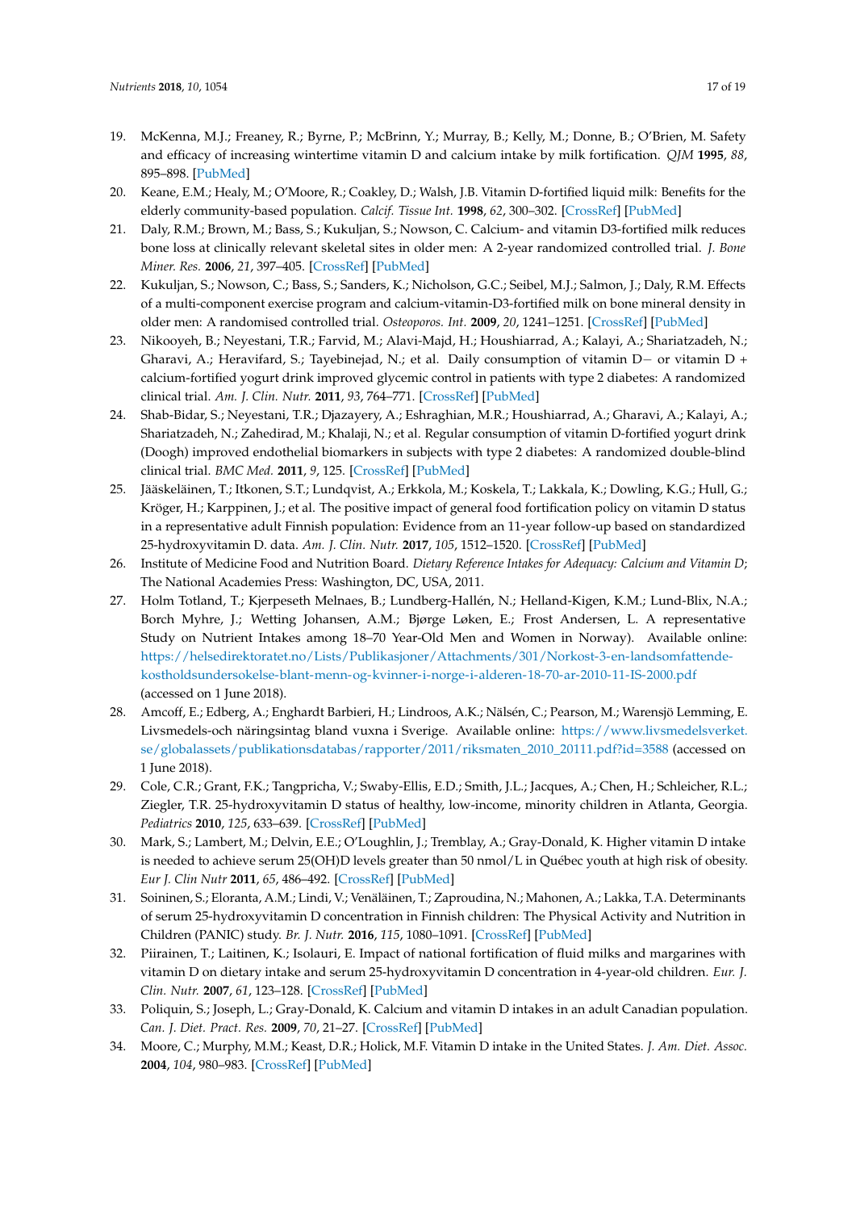19. McKenna, M.J.; Freaney, R.; Byrne, P.; McBrinn, Y.; Murray, B.; Kelly, M.; Donne, B.; O'Brien, M. Safety and efficacy of increasing wintertime vitamin D and calcium intake by milk fortification. *QJM* **1995**, *88*, 895–898. [PubMed]
20. Keane, E.M.; Healy, M.; O'Moore, R.; Coakley, D.; Walsh, J.B. Vitamin D-fortified liquid milk: Benefits for the elderly community-based population. *Calcif. Tissue Int.* **1998**, *62*, 300–302. [CrossRef] [PubMed]
21. Daly, R.M.; Brown, M.; Bass, S.; Kukuljan, S.; Nowson, C. Calcium- and vitamin D3-fortified milk reduces bone loss at clinically relevant skeletal sites in older men: A 2-year randomized controlled trial. *J. Bone Miner. Res.* **2006**, *21*, 397–405. [CrossRef] [PubMed]
22. Kukuljan, S.; Nowson, C.; Bass, S.; Sanders, K.; Nicholson, G.C.; Seibel, M.J.; Salmon, J.; Daly, R.M. Effects of a multi-component exercise program and calcium-vitamin-D3-fortified milk on bone mineral density in older men: A randomised controlled trial. *Osteoporos. Int.* **2009**, *20*, 1241–1251. [CrossRef] [PubMed]
23. Nikooyeh, B.; Neyestani, T.R.; Farvid, M.; Alavi-Majd, H.; Houshiarrad, A.; Kalayi, A.; Shariatzadeh, N.; Gharavi, A.; Heravifard, S.; Tayebinejad, N.; et al. Daily consumption of vitamin D− or vitamin D + calcium-fortified yogurt drink improved glycemic control in patients with type 2 diabetes: A randomized clinical trial. *Am. J. Clin. Nutr.* **2011**, *93*, 764–771. [CrossRef] [PubMed]
24. Shab-Bidar, S.; Neyestani, T.R.; Djazayery, A.; Eshraghian, M.R.; Houshiarrad, A.; Gharavi, A.; Kalayi, A.; Shariatzadeh, N.; Zahedirad, M.; Khalaji, N.; et al. Regular consumption of vitamin D-fortified yogurt drink (Doogh) improved endothelial biomarkers in subjects with type 2 diabetes: A randomized double-blind clinical trial. *BMC Med.* **2011**, *9*, 125. [CrossRef] [PubMed]
25. Jääskeläinen, T.; Itkonen, S.T.; Lundqvist, A.; Erkkola, M.; Koskela, T.; Lakkala, K.; Dowling, K.G.; Hull, G.; Kröger, H.; Karppinen, J.; et al. The positive impact of general food fortification policy on vitamin D status in a representative adult Finnish population: Evidence from an 11-year follow-up based on standardized 25-hydroxyvitamin D. data. *Am. J. Clin. Nutr.* **2017**, *105*, 1512–1520. [CrossRef] [PubMed]
26. Institute of Medicine Food and Nutrition Board. *Dietary Reference Intakes for Adequacy: Calcium and Vitamin D*; The National Academies Press: Washington, DC, USA, 2011.
27. Holm Totland, T.; Kjerpeseth Melnaes, B.; Lundberg-Hallén, N.; Helland-Kigen, K.M.; Lund-Blix, N.A.; Borch Myhre, J.; Wetting Johansen, A.M.; Bjørge Løken, E.; Frost Andersen, L. A representative Study on Nutrient Intakes among 18–70 Year-Old Men and Women in Norway). Available online: https://helsedirektoratet.no/Lists/Publikasjoner/Attachments/301/Norkost-3-en-landsomfattende-kostholdsundersokelse-blant-menn-og-kvinner-i-norge-i-alderen-18-70-ar-2010-11-IS-2000.pdf (accessed on 1 June 2018).
28. Amcoff, E.; Edberg, A.; Enghardt Barbieri, H.; Lindroos, A.K.; Nälsén, C.; Pearson, M.; Warensjö Lemming, E. Livsmedels-och näringsintag bland vuxna i Sverige. Available online: https://www.livsmedelsverket.se/globalassets/publikationsdatabas/rapporter/2011/riksmaten_2010_20111.pdf?id=3588 (accessed on 1 June 2018).
29. Cole, C.R.; Grant, F.K.; Tangpricha, V.; Swaby-Ellis, E.D.; Smith, J.L.; Jacques, A.; Chen, H.; Schleicher, R.L.; Ziegler, T.R. 25-hydroxyvitamin D status of healthy, low-income, minority children in Atlanta, Georgia. *Pediatrics* **2010**, *125*, 633–639. [CrossRef] [PubMed]
30. Mark, S.; Lambert, M.; Delvin, E.E.; O'Loughlin, J.; Tremblay, A.; Gray-Donald, K. Higher vitamin D intake is needed to achieve serum 25(OH)D levels greater than 50 nmol/L in Québec youth at high risk of obesity. *Eur J. Clin Nutr* **2011**, *65*, 486–492. [CrossRef] [PubMed]
31. Soininen, S.; Eloranta, A.M.; Lindi, V.; Venäläinen, T.; Zaproudina, N.; Mahonen, A.; Lakka, T.A. Determinants of serum 25-hydroxyvitamin D concentration in Finnish children: The Physical Activity and Nutrition in Children (PANIC) study. *Br. J. Nutr.* **2016**, *115*, 1080–1091. [CrossRef] [PubMed]
32. Piirainen, T.; Laitinen, K.; Isolauri, E. Impact of national fortification of fluid milks and margarines with vitamin D on dietary intake and serum 25-hydroxyvitamin D concentration in 4-year-old children. *Eur. J. Clin. Nutr.* **2007**, *61*, 123–128. [CrossRef] [PubMed]
33. Poliquin, S.; Joseph, L.; Gray-Donald, K. Calcium and vitamin D intakes in an adult Canadian population. *Can. J. Diet. Pract. Res.* **2009**, *70*, 21–27. [CrossRef] [PubMed]
34. Moore, C.; Murphy, M.M.; Keast, D.R.; Holick, M.F. Vitamin D intake in the United States. *J. Am. Diet. Assoc.* **2004**, *104*, 980–983. [CrossRef] [PubMed]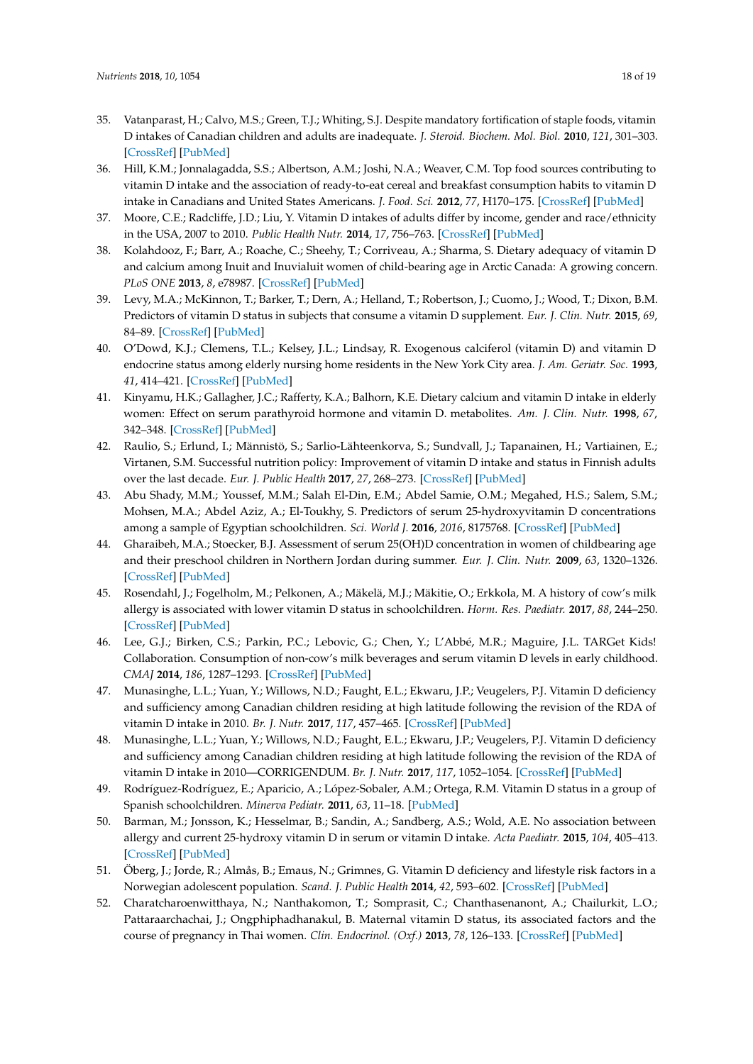35. Vatanparast, H.; Calvo, M.S.; Green, T.J.; Whiting, S.J. Despite mandatory fortification of staple foods, vitamin D intakes of Canadian children and adults are inadequate. *J. Steroid. Biochem. Mol. Biol.* **2010**, *121*, 301–303. [CrossRef] [PubMed]
36. Hill, K.M.; Jonnalagadda, S.S.; Albertson, A.M.; Joshi, N.A.; Weaver, C.M. Top food sources contributing to vitamin D intake and the association of ready-to-eat cereal and breakfast consumption habits to vitamin D intake in Canadians and United States Americans. *J. Food. Sci.* **2012**, *77*, H170–175. [CrossRef] [PubMed]
37. Moore, C.E.; Radcliffe, J.D.; Liu, Y. Vitamin D intakes of adults differ by income, gender and race/ethnicity in the USA, 2007 to 2010. *Public Health Nutr.* **2014**, *17*, 756–763. [CrossRef] [PubMed]
38. Kolahdooz, F.; Barr, A.; Roache, C.; Sheehy, T.; Corriveau, A.; Sharma, S. Dietary adequacy of vitamin D and calcium among Inuit and Inuvialuit women of child-bearing age in Arctic Canada: A growing concern. *PLoS ONE* **2013**, *8*, e78987. [CrossRef] [PubMed]
39. Levy, M.A.; McKinnon, T.; Barker, T.; Dern, A.; Helland, T.; Robertson, J.; Cuomo, J.; Wood, T.; Dixon, B.M. Predictors of vitamin D status in subjects that consume a vitamin D supplement. *Eur. J. Clin. Nutr.* **2015**, *69*, 84–89. [CrossRef] [PubMed]
40. O'Dowd, K.J.; Clemens, T.L.; Kelsey, J.L.; Lindsay, R. Exogenous calciferol (vitamin D) and vitamin D endocrine status among elderly nursing home residents in the New York City area. *J. Am. Geriatr. Soc.* **1993**, *41*, 414–421. [CrossRef] [PubMed]
41. Kinyamu, H.K.; Gallagher, J.C.; Rafferty, K.A.; Balhorn, K.E. Dietary calcium and vitamin D intake in elderly women: Effect on serum parathyroid hormone and vitamin D. metabolites. *Am. J. Clin. Nutr.* **1998**, *67*, 342–348. [CrossRef] [PubMed]
42. Raulio, S.; Erlund, I.; Männistö, S.; Sarlio-Lähteenkorva, S.; Sundvall, J.; Tapanainen, H.; Vartiainen, E.; Virtanen, S.M. Successful nutrition policy: Improvement of vitamin D intake and status in Finnish adults over the last decade. *Eur. J. Public Health* **2017**, *27*, 268–273. [CrossRef] [PubMed]
43. Abu Shady, M.M.; Youssef, M.M.; Salah El-Din, E.M.; Abdel Samie, O.M.; Megahed, H.S.; Salem, S.M.; Mohsen, M.A.; Abdel Aziz, A.; El-Toukhy, S. Predictors of serum 25-hydroxyvitamin D concentrations among a sample of Egyptian schoolchildren. *Sci. World J.* **2016**, *2016*, 8175768. [CrossRef] [PubMed]
44. Gharaibeh, M.A.; Stoecker, B.J. Assessment of serum 25(OH)D concentration in women of childbearing age and their preschool children in Northern Jordan during summer. *Eur. J. Clin. Nutr.* **2009**, *63*, 1320–1326. [CrossRef] [PubMed]
45. Rosendahl, J.; Fogelholm, M.; Pelkonen, A.; Mäkelä, M.J.; Mäkitie, O.; Erkkola, M. A history of cow's milk allergy is associated with lower vitamin D status in schoolchildren. *Horm. Res. Paediatr.* **2017**, *88*, 244–250. [CrossRef] [PubMed]
46. Lee, G.J.; Birken, C.S.; Parkin, P.C.; Lebovic, G.; Chen, Y.; L'Abbé, M.R.; Maguire, J.L. TARGet Kids! Collaboration. Consumption of non-cow's milk beverages and serum vitamin D levels in early childhood. *CMAJ* **2014**, *186*, 1287–1293. [CrossRef] [PubMed]
47. Munasinghe, L.L.; Yuan, Y.; Willows, N.D.; Faught, E.L.; Ekwaru, J.P.; Veugelers, P.J. Vitamin D deficiency and sufficiency among Canadian children residing at high latitude following the revision of the RDA of vitamin D intake in 2010. *Br. J. Nutr.* **2017**, *117*, 457–465. [CrossRef] [PubMed]
48. Munasinghe, L.L.; Yuan, Y.; Willows, N.D.; Faught, E.L.; Ekwaru, J.P.; Veugelers, P.J. Vitamin D deficiency and sufficiency among Canadian children residing at high latitude following the revision of the RDA of vitamin D intake in 2010—CORRIGENDUM. *Br. J. Nutr.* **2017**, *117*, 1052–1054. [CrossRef] [PubMed]
49. Rodríguez-Rodríguez, E.; Aparicio, A.; López-Sobaler, A.M.; Ortega, R.M. Vitamin D status in a group of Spanish schoolchildren. *Minerva Pediatr.* **2011**, *63*, 11–18. [PubMed]
50. Barman, M.; Jonsson, K.; Hesselmar, B.; Sandin, A.; Sandberg, A.S.; Wold, A.E. No association between allergy and current 25-hydroxy vitamin D in serum or vitamin D intake. *Acta Paediatr.* **2015**, *104*, 405–413. [CrossRef] [PubMed]
51. Öberg, J.; Jorde, R.; Almås, B.; Emaus, N.; Grimnes, G. Vitamin D deficiency and lifestyle risk factors in a Norwegian adolescent population. *Scand. J. Public Health* **2014**, *42*, 593–602. [CrossRef] [PubMed]
52. Charatcharoenwitthaya, N.; Nanthakomon, T.; Somprasit, C.; Chanthasenanont, A.; Chailurkit, L.O.; Pattaraarchachai, J.; Ongphiphadhanakul, B. Maternal vitamin D status, its associated factors and the course of pregnancy in Thai women. *Clin. Endocrinol. (Oxf.)* **2013**, *78*, 126–133. [CrossRef] [PubMed]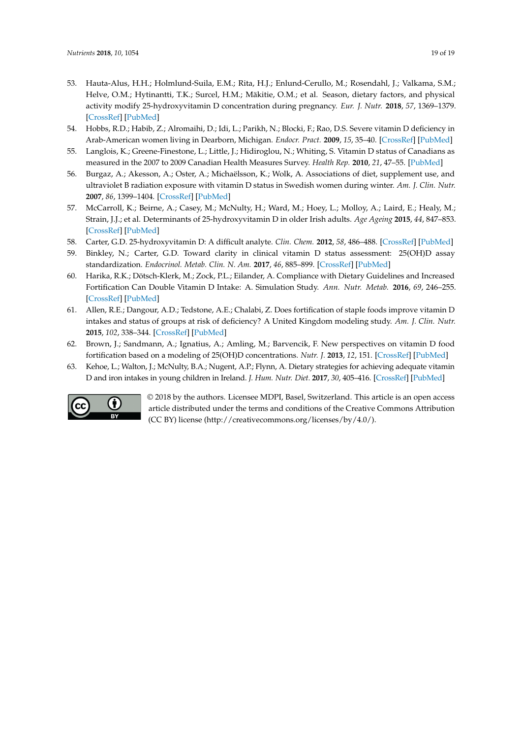53. Hauta-Alus, H.H.; Holmlund-Suila, E.M.; Rita, H.J.; Enlund-Cerullo, M.; Rosendahl, J.; Valkama, S.M.; Helve, O.M.; Hytinantti, T.K.; Surcel, H.M.; Mäkitie, O.M.; et al. Season, dietary factors, and physical activity modify 25-hydroxyvitamin D concentration during pregnancy. *Eur. J. Nutr.* **2018**, *57*, 1369–1379. [CrossRef] [PubMed]
54. Hobbs, R.D.; Habib, Z.; Alromaihi, D.; Idi, L.; Parikh, N.; Blocki, F.; Rao, D.S. Severe vitamin D deficiency in Arab-American women living in Dearborn, Michigan. *Endocr. Pract.* **2009**, *15*, 35–40. [CrossRef] [PubMed]
55. Langlois, K.; Greene-Finestone, L.; Little, J.; Hidiroglou, N.; Whiting, S. Vitamin D status of Canadians as measured in the 2007 to 2009 Canadian Health Measures Survey. *Health Rep.* **2010**, *21*, 47–55. [PubMed]
56. Burgaz, A.; Akesson, A.; Oster, A.; Michaëlsson, K.; Wolk, A. Associations of diet, supplement use, and ultraviolet B radiation exposure with vitamin D status in Swedish women during winter. *Am. J. Clin. Nutr.* **2007**, *86*, 1399–1404. [CrossRef] [PubMed]
57. McCarroll, K.; Beirne, A.; Casey, M.; McNulty, H.; Ward, M.; Hoey, L.; Molloy, A.; Laird, E.; Healy, M.; Strain, J.J.; et al. Determinants of 25-hydroxyvitamin D in older Irish adults. *Age Ageing* **2015**, *44*, 847–853. [CrossRef] [PubMed]
58. Carter, G.D. 25-hydroxyvitamin D: A difficult analyte. *Clin. Chem.* **2012**, *58*, 486–488. [CrossRef] [PubMed]
59. Binkley, N.; Carter, G.D. Toward clarity in clinical vitamin D status assessment: 25(OH)D assay standardization. *Endocrinol. Metab. Clin. N. Am.* **2017**, *46*, 885–899. [CrossRef] [PubMed]
60. Harika, R.K.; Dötsch-Klerk, M.; Zock, P.L.; Eilander, A. Compliance with Dietary Guidelines and Increased Fortification Can Double Vitamin D Intake: A Simulation Study. *Ann. Nutr. Metab.* **2016**, *69*, 246–255. [CrossRef] [PubMed]
61. Allen, R.E.; Dangour, A.D.; Tedstone, A.E.; Chalabi, Z. Does fortification of staple foods improve vitamin D intakes and status of groups at risk of deficiency? A United Kingdom modeling study. *Am. J. Clin. Nutr.* **2015**, *102*, 338–344. [CrossRef] [PubMed]
62. Brown, J.; Sandmann, A.; Ignatius, A.; Amling, M.; Barvencik, F. New perspectives on vitamin D food fortification based on a modeling of 25(OH)D concentrations. *Nutr. J.* **2013**, *12*, 151. [CrossRef] [PubMed]
63. Kehoe, L.; Walton, J.; McNulty, B.A.; Nugent, A.P.; Flynn, A. Dietary strategies for achieving adequate vitamin D and iron intakes in young children in Ireland. *J. Hum. Nutr. Diet.* **2017**, *30*, 405–416. [CrossRef] [PubMed]

© 2018 by the authors. Licensee MDPI, Basel, Switzerland. This article is an open access article distributed under the terms and conditions of the Creative Commons Attribution (CC BY) license (http://creativecommons.org/licenses/by/4.0/).